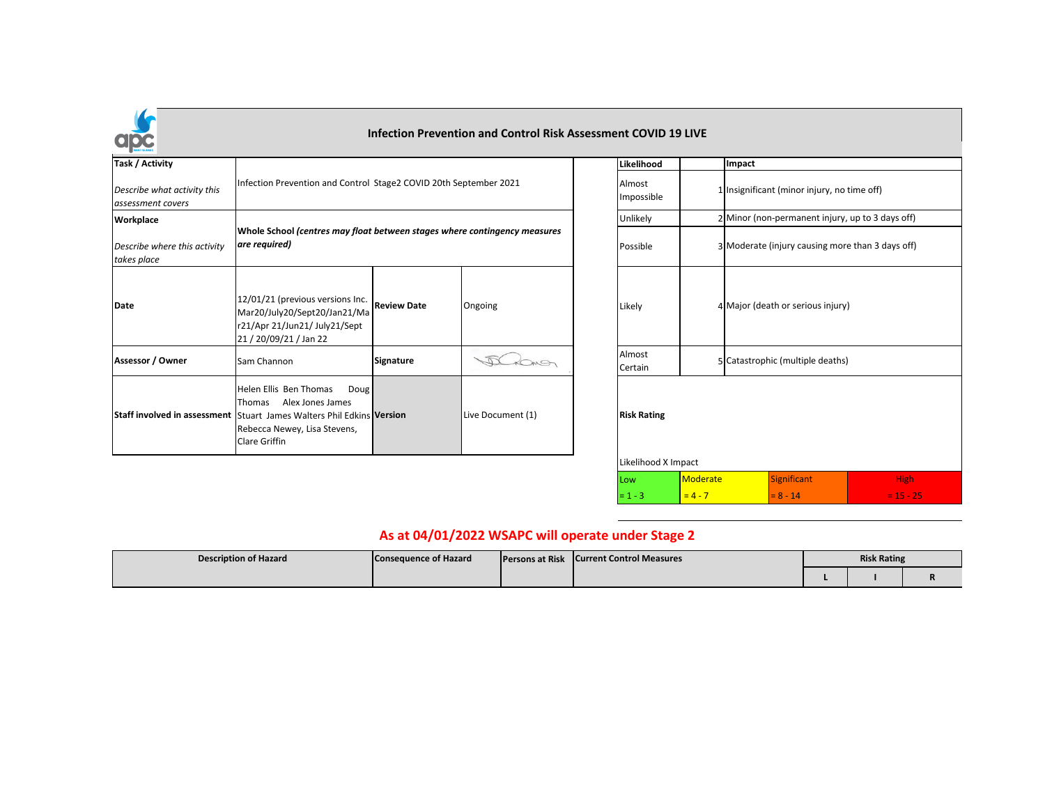# Infection Prevention and Control Risk Assessment COVID 19 LIVE

| | | | |
|---|---|---|---|
| **Task / Activity**<br><br>*Describe what activity this assessment covers* | Infection Prevention and Control Stage2 COVID 20th September 2021 | | |
| **Workplace**<br><br>*Describe where this activity takes place* | **Whole School** ***(centres may float between stages where contingency measures are required)*** | | |
| **Date** | 12/01/21 (previous versions Inc. Mar20/July20/Sept20/Jan21/Mar21/Apr 21/Jun21/ July21/Sept 21 / 20/09/21 / Jan 22 | **Review Date** | Ongoing |
| **Assessor / Owner** | Sam Channon | **Signature** | |
| **Staff involved in assessment** | Helen Ellis Ben Thomas Doug Thomas Alex Jones James Stuart James Walters Phil Edkins Rebecca Newey, Lisa Stevens, Clare Griffin | **Version** | Live Document (1) |

| **Likelihood** | | **Impact** |
|---|---|---|
| Almost Impossible | 1 | Insignificant (minor injury, no time off) |
| Unlikely | 2 | Minor (non-permanent injury, up to 3 days off) |
| Possible | 3 | Moderate (injury causing more than 3 days off) |
| Likely | 4 | Major (death or serious injury) |
| Almost Certain | 5 | Catastrophic (multiple deaths) |

**Risk Rating**

Likelihood X Impact

| Low | Moderate | Significant | High |
|---|---|---|---|
| = 1 - 3 | = 4 - 7 | = 8 - 14 | = 15 - 25 |

## As at 04/01/2022 WSAPC will operate under Stage 2

| Description of Hazard | Consequence of Hazard | Persons at Risk | Current Control Measures | Risk Rating | | |
|---|---|---|---|---|---|---|
| | | | | L | I | R |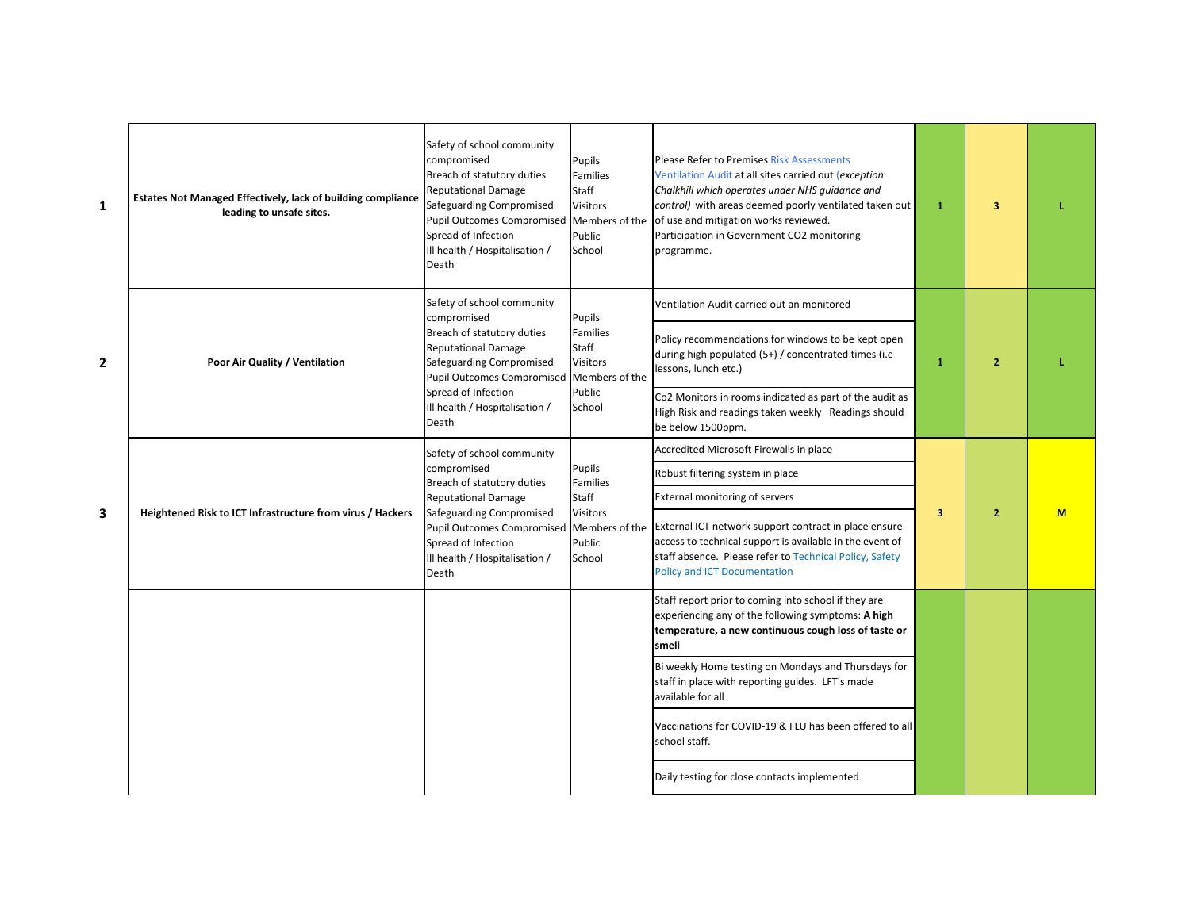| | | | | | | | |
|---|---|---|---|---|---|---|---|
| 1 | **Estates Not Managed Effectively, lack of building compliance leading to unsafe sites.** | Safety of school community compromised<br>Breach of statutory duties<br>Reputational Damage<br>Safeguarding Compromised<br>Pupil Outcomes Compromised<br>Spread of Infection<br>Ill health / Hospitalisation / Death | Pupils<br>Families<br>Staff<br>Visitors<br>Members of the Public<br>School | Please Refer to Premises Risk Assessments<br>Ventilation Audit at all sites carried out (*exception Chalkhill which operates under NHS guidance and control)* with areas deemed poorly ventilated taken out of use and mitigation works reviewed.<br>Participation in Government CO2 monitoring programme. | 1 | 3 | L |
| 2 | **Poor Air Quality / Ventilation** | Safety of school community compromised<br>Breach of statutory duties<br>Reputational Damage<br>Safeguarding Compromised<br>Pupil Outcomes Compromised<br>Spread of Infection<br>Ill health / Hospitalisation / Death | Pupils<br>Families<br>Staff<br>Visitors<br>Members of the Public<br>School | Ventilation Audit carried out an monitored<br><br>Policy recommendations for windows to be kept open during high populated (5+) / concentrated times (i.e lessons, lunch etc.)<br><br>Co2 Monitors in rooms indicated as part of the audit as High Risk and readings taken weekly  Readings should be below 1500ppm. | 1 | 2 | L |
| 3 | **Heightened Risk to ICT Infrastructure from virus / Hackers** | Safety of school community compromised<br>Breach of statutory duties<br>Reputational Damage<br>Safeguarding Compromised<br>Pupil Outcomes Compromised<br>Spread of Infection<br>Ill health / Hospitalisation / Death | Pupils<br>Families<br>Staff<br>Visitors<br>Members of the Public<br>School | Accredited Microsoft Firewalls in place<br><br>Robust filtering system in place<br><br>External monitoring of servers<br><br>External ICT network support contract in place ensure access to technical support is available in the event of staff absence.  Please refer to Technical Policy, Safety Policy and ICT Documentation | 3 | 2 | M |
| | | | | Staff report prior to coming into school if they are experiencing any of the following symptoms: **A high temperature, a new continuous cough loss of taste or smell**<br><br>Bi weekly Home testing on Mondays and Thursdays for staff in place with reporting guides.  LFT's made available for all<br><br>Vaccinations for COVID-19 & FLU has been offered to all school staff.<br><br>Daily testing for close contacts implemented | | | |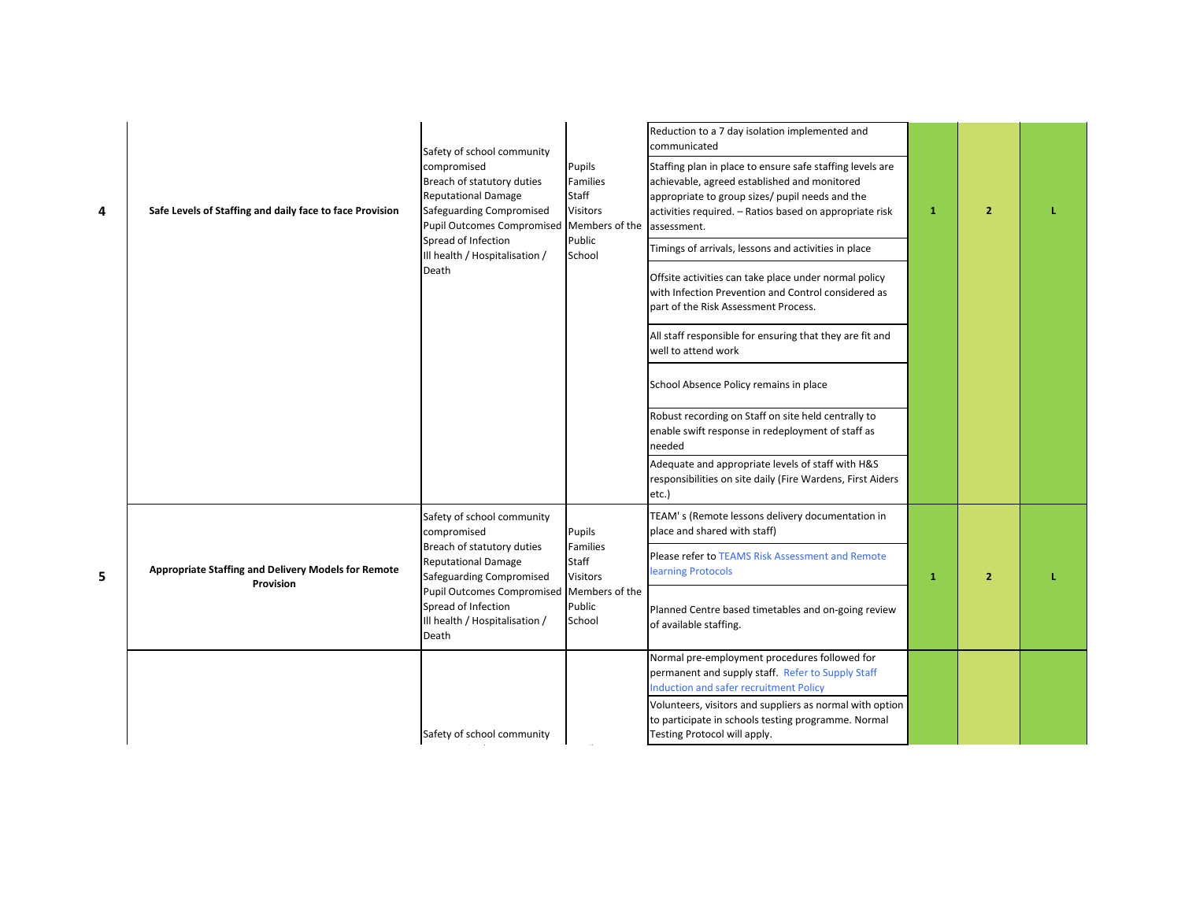| | | | | | | | |
|---|---|---|---|---|---|---|---|
| 4 | **Safe Levels of Staffing and daily face to face Provision** | Safety of school community compromised<br>Breach of statutory duties<br>Reputational Damage<br>Safeguarding Compromised<br>Pupil Outcomes Compromised<br>Spread of Infection<br>Ill health / Hospitalisation / Death | Pupils<br>Families<br>Staff<br>Visitors<br>Members of the Public<br>School | Reduction to a 7 day isolation implemented and communicated<br><br>Staffing plan in place to ensure safe staffing levels are achievable, agreed established and monitored appropriate to group sizes/ pupil needs and the activities required. – Ratios based on appropriate risk assessment.<br><br>Timings of arrivals, lessons and activities in place<br><br>Offsite activities can take place under normal policy with Infection Prevention and Control considered as part of the Risk Assessment Process.<br><br>All staff responsible for ensuring that they are fit and well to attend work<br><br>School Absence Policy remains in place<br><br>Robust recording on Staff on site held centrally to enable swift response in redeployment of staff as needed<br><br>Adequate and appropriate levels of staff with H&S responsibilities on site daily (Fire Wardens, First Aiders etc.) | 1 | 2 | L |
| 5 | **Appropriate Staffing and Delivery Models for Remote Provision** | Safety of school community compromised<br>Breach of statutory duties<br>Reputational Damage<br>Safeguarding Compromised<br>Pupil Outcomes Compromised<br>Spread of Infection<br>Ill health / Hospitalisation / Death | Pupils<br>Families<br>Staff<br>Visitors<br>Members of the Public<br>School | TEAM' s (Remote lessons delivery documentation in place and shared with staff)<br><br>Please refer to TEAMS Risk Assessment and Remote learning Protocols<br><br>Planned Centre based timetables and on-going review of available staffing. | 1 | 2 | L |
| | | Safety of school community | | Normal pre-employment procedures followed for permanent and supply staff. Refer to Supply Staff Induction and safer recruitment Policy<br><br>Volunteers, visitors and suppliers as normal with option to participate in schools testing programme. Normal Testing Protocol will apply. | | | |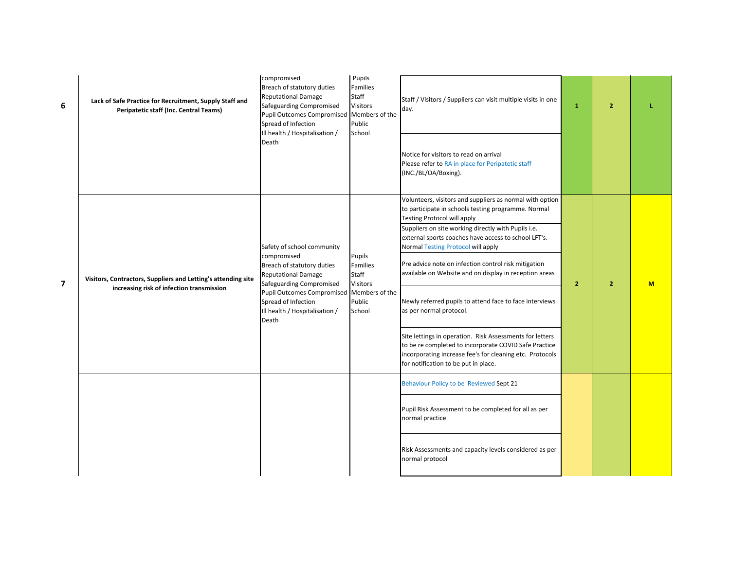| | | | | | | | |
|---|---|---|---|---|---|---|---|
| 6 | **Lack of Safe Practice for Recruitment, Supply Staff and Peripatetic staff (Inc. Central Teams)** | compromised<br>Breach of statutory duties<br>Reputational Damage<br>Safeguarding Compromised<br>Pupil Outcomes Compromised<br>Spread of Infection<br>Ill health / Hospitalisation / Death | Pupils<br>Families<br>Staff<br>Visitors<br>Members of the Public<br>School | Staff / Visitors / Suppliers can visit multiple visits in one day.<br><br>Notice for visitors to read on arrival<br>Please refer to RA in place for Peripatetic staff (INC./BL/OA/Boxing). | 1 | 2 | L |
| 7 | **Visitors, Contractors, Suppliers and Letting's attending site increasing risk of infection transmission** | Safety of school community compromised<br>Breach of statutory duties<br>Reputational Damage<br>Safeguarding Compromised<br>Pupil Outcomes Compromised<br>Spread of Infection<br>Ill health / Hospitalisation / Death | Pupils<br>Families<br>Staff<br>Visitors<br>Members of the Public<br>School | Volunteers, visitors and suppliers as normal with option to participate in schools testing programme. Normal Testing Protocol will apply<br><br>Suppliers on site working directly with Pupils i.e. external sports coaches have access to school LFT's. Normal Testing Protocol will apply<br><br>Pre advice note on infection control risk mitigation available on Website and on display in reception areas<br><br>Newly referred pupils to attend face to face interviews as per normal protocol.<br><br>Site lettings in operation. Risk Assessments for letters to be re completed to incorporate COVID Safe Practice incorporating increase fee's for cleaning etc. Protocols for notification to be put in place. | 2 | 2 | M |
| | | | | Behaviour Policy to be Reviewed Sept 21<br><br>Pupil Risk Assessment to be completed for all as per normal practice<br><br>Risk Assessments and capacity levels considered as per normal protocol | | | |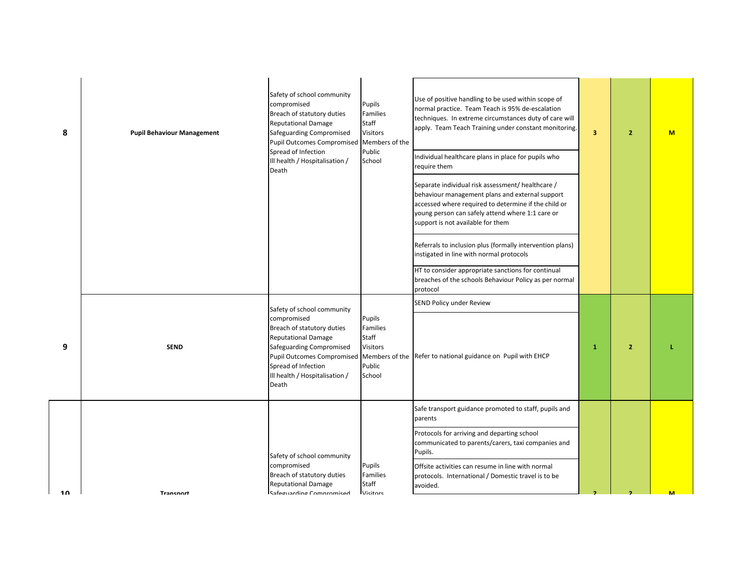| | | | | | | | |
|---|---|---|---|---|---|---|---|
| 8 | **Pupil Behaviour Management** | Safety of school community compromised<br>Breach of statutory duties<br>Reputational Damage<br>Safeguarding Compromised<br>Pupil Outcomes Compromised<br>Spread of Infection<br>Ill health / Hospitalisation / Death | Pupils<br>Families<br>Staff<br>Visitors<br>Members of the Public<br>School | Use of positive handling to be used within scope of normal practice. Team Teach is 95% de-escalation techniques. In extreme circumstances duty of care will apply. Team Teach Training under constant monitoring.<br><br>Individual healthcare plans in place for pupils who require them<br><br>Separate individual risk assessment/ healthcare / behaviour management plans and external support accessed where required to determine if the child or young person can safely attend where 1:1 care or support is not available for them<br><br>Referrals to inclusion plus (formally intervention plans) instigated in line with normal protocols<br><br>HT to consider appropriate sanctions for continual breaches of the schools Behaviour Policy as per normal protocol | **3** | **2** | **M** |
| 9 | **SEND** | Safety of school community compromised<br>Breach of statutory duties<br>Reputational Damage<br>Safeguarding Compromised<br>Pupil Outcomes Compromised<br>Spread of Infection<br>Ill health / Hospitalisation / Death | Pupils<br>Families<br>Staff<br>Visitors<br>Members of the Public<br>School | SEND Policy under Review<br><br>Refer to national guidance on Pupil with EHCP | **1** | **2** | **L** |
| 10 | **Transport** | Safety of school community compromised<br>Breach of statutory duties<br>Reputational Damage<br>Safeguarding Compromised | Pupils<br>Families<br>Staff<br>Visitors | Safe transport guidance promoted to staff, pupils and parents<br><br>Protocols for arriving and departing school communicated to parents/carers, taxi companies and Pupils.<br><br>Offsite activities can resume in line with normal protocols. International / Domestic travel is to be avoided. | **2** | **2** | **M** |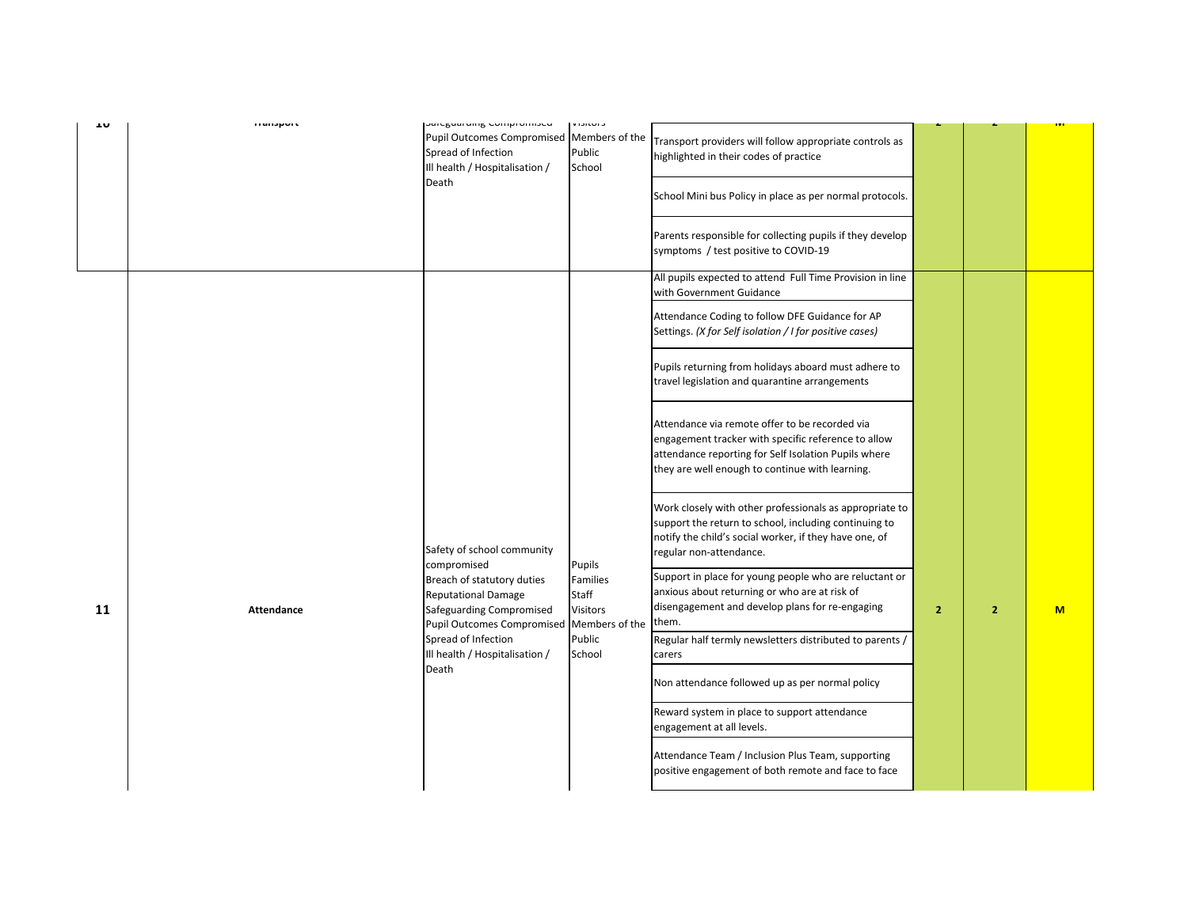| 10 | Transport | Safeguarding Compromised<br>Pupil Outcomes Compromised<br>Spread of Infection<br>Ill health / Hospitalisation / Death | Visitors<br>Members of the Public<br>School | Transport providers will follow appropriate controls as highlighted in their codes of practice<br><br>School Mini bus Policy in place as per normal protocols.<br><br>Parents responsible for collecting pupils if they develop symptoms / test positive to COVID-19 | 2 | 2 | M |
|---|---|---|---|---|---|---|---|
| 11 | **Attendance** | Safety of school community compromised<br>Breach of statutory duties<br>Reputational Damage<br>Safeguarding Compromised<br>Pupil Outcomes Compromised<br>Spread of Infection<br>Ill health / Hospitalisation / Death | Pupils<br>Families<br>Staff<br>Visitors<br>Members of the Public<br>School | All pupils expected to attend Full Time Provision in line with Government Guidance<br><br>Attendance Coding to follow DFE Guidance for AP Settings. *(X for Self isolation / I for positive cases)*<br><br>Pupils returning from holidays aboard must adhere to travel legislation and quarantine arrangements<br><br>Attendance via remote offer to be recorded via engagement tracker with specific reference to allow attendance reporting for Self Isolation Pupils where they are well enough to continue with learning.<br><br>Work closely with other professionals as appropriate to support the return to school, including continuing to notify the child's social worker, if they have one, of regular non-attendance.<br><br>Support in place for young people who are reluctant or anxious about returning or who are at risk of disengagement and develop plans for re-engaging them.<br><br>Regular half termly newsletters distributed to parents / carers<br><br>Non attendance followed up as per normal policy<br><br>Reward system in place to support attendance engagement at all levels.<br><br>Attendance Team / Inclusion Plus Team, supporting positive engagement of both remote and face to face | **2** | **2** | **M** |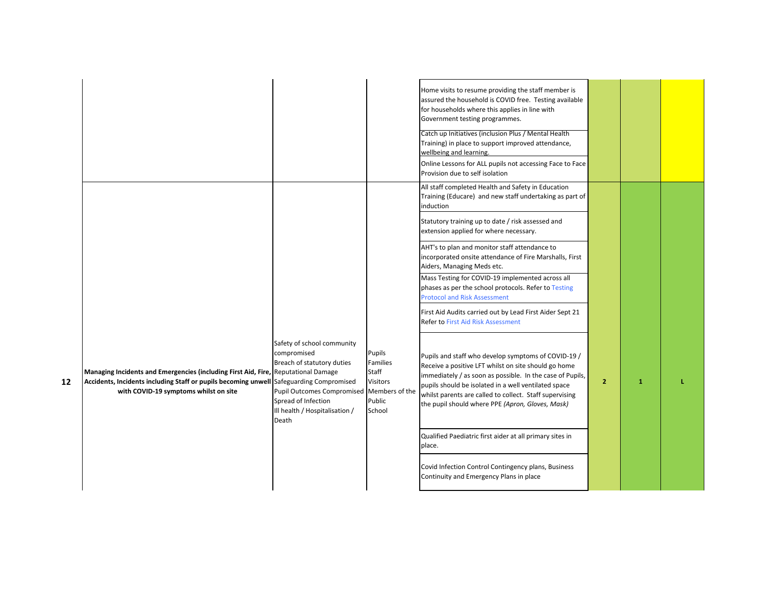| | | | | | | | |
|---|---|---|---|---|---|---|---|
| | | | | Home visits to resume providing the staff member is assured the household is COVID free. Testing available for households where this applies in line with Government testing programmes.<br><br>Catch up Initiatives (inclusion Plus / Mental Health Training) in place to support improved attendance, wellbeing and learning.<br><br>Online Lessons for ALL pupils not accessing Face to Face Provision due to self isolation | | | |
| 12 | **Managing Incidents and Emergencies (including First Aid, Fire, Accidents, Incidents including Staff or pupils becoming unwell with COVID-19 symptoms whilst on site** | Safety of school community compromised<br>Breach of statutory duties<br>Reputational Damage<br>Safeguarding Compromised<br>Pupil Outcomes Compromised<br>Spread of Infection<br>Ill health / Hospitalisation / Death | Pupils<br>Families<br>Staff<br>Visitors<br>Members of the Public<br>School | All staff completed Health and Safety in Education Training (Educare) and new staff undertaking as part of induction<br><br>Statutory training up to date / risk assessed and extension applied for where necessary.<br><br>AHT's to plan and monitor staff attendance to incorporated onsite attendance of Fire Marshalls, First Aiders, Managing Meds etc.<br><br>Mass Testing for COVID-19 implemented across all phases as per the school protocols. Refer to Testing Protocol and Risk Assessment<br><br>First Aid Audits carried out by Lead First Aider Sept 21 Refer to First Aid Risk Assessment<br><br>Pupils and staff who develop symptoms of COVID-19 / Receive a positive LFT whilst on site should go home immediately / as soon as possible. In the case of Pupils, pupils should be isolated in a well ventilated space whilst parents are called to collect. Staff supervising the pupil should where PPE *(Apron, Gloves, Mask)*<br><br>Qualified Paediatric first aider at all primary sites in place.<br><br>Covid Infection Control Contingency plans, Business Continuity and Emergency Plans in place | 2 | 1 | L |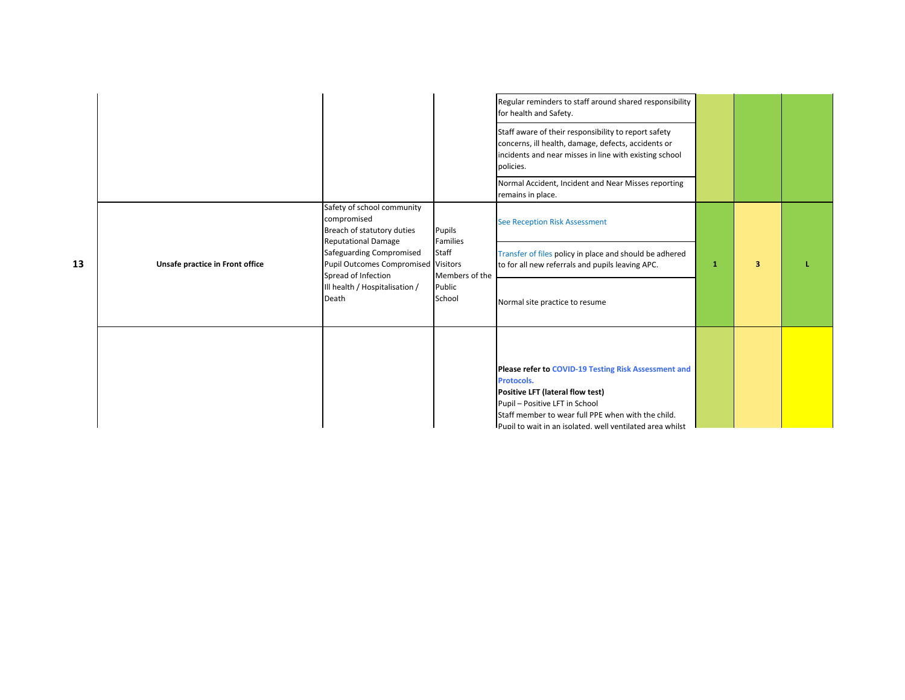| | | | | | | | |
|---|---|---|---|---|---|---|---|
| | | | | Regular reminders to staff around shared responsibility for health and Safety.<br>Staff aware of their responsibility to report safety concerns, ill health, damage, defects, accidents or incidents and near misses in line with existing school policies.<br>Normal Accident, Incident and Near Misses reporting remains in place. | | | |
| 13 | **Unsafe practice in Front office** | Safety of school community compromised<br>Breach of statutory duties<br>Reputational Damage<br>Safeguarding Compromised<br>Pupil Outcomes Compromised<br>Spread of Infection<br>Ill health / Hospitalisation / Death | Pupils<br>Families<br>Staff<br>Visitors<br>Members of the Public<br>School | See Reception Risk Assessment<br>Transfer of files policy in place and should be adhered to for all new referrals and pupils leaving APC.<br>Normal site practice to resume | **1** | **3** | **L** |
| | | | | **Please refer to COVID-19 Testing Risk Assessment and Protocols.**<br>**Positive LFT (lateral flow test)**<br>Pupil – Positive LFT in School<br>Staff member to wear full PPE when with the child.<br>Pupil to wait in an isolated, well ventilated area whilst | | | |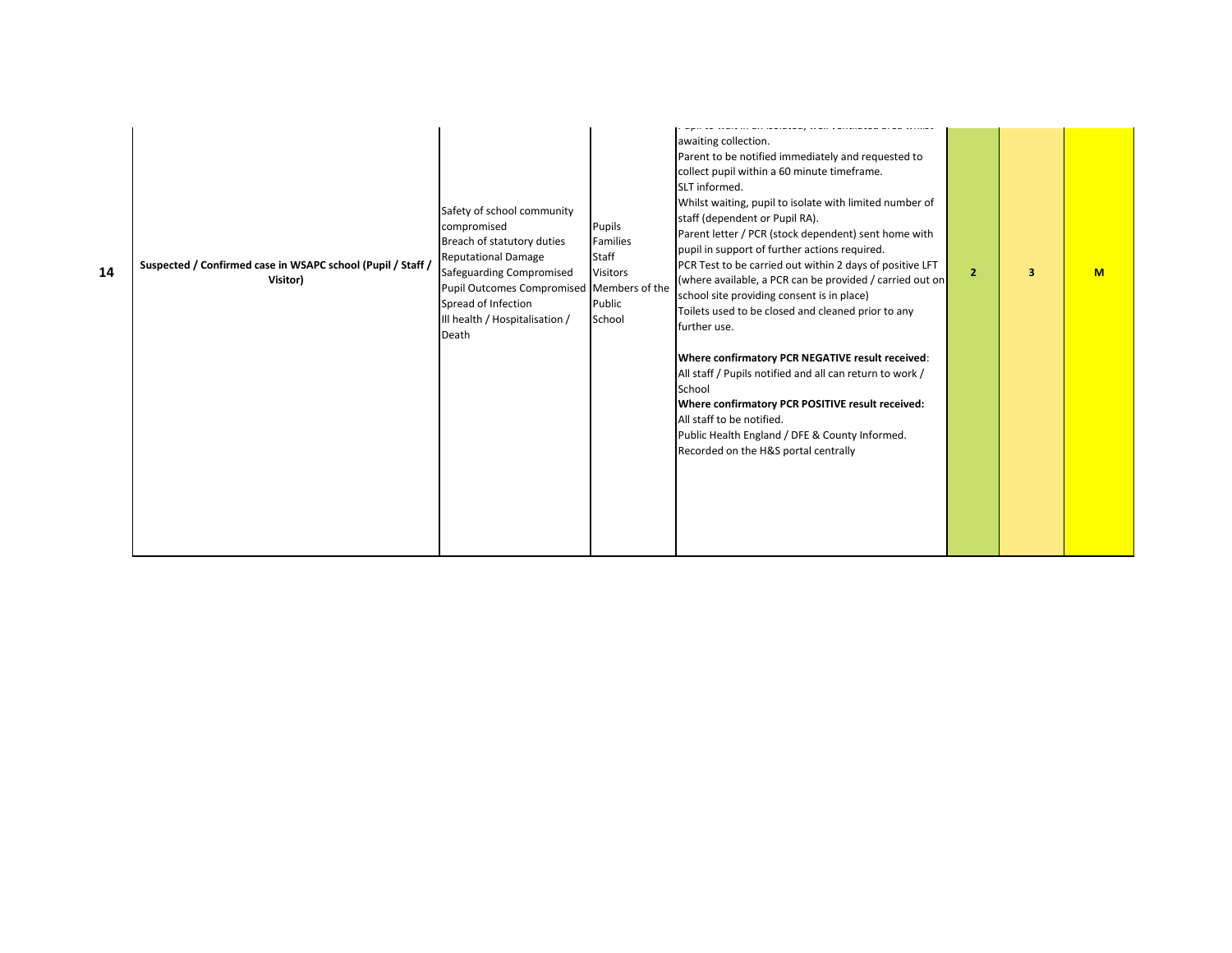| 14 | Suspected / Confirmed case in WSAPC school (Pupil / Staff / Visitor) | Safety of school community compromised<br>Breach of statutory duties<br>Reputational Damage<br>Safeguarding Compromised<br>Pupil Outcomes Compromised<br>Spread of Infection<br>Ill health / Hospitalisation / Death | Pupils<br>Families<br>Staff<br>Visitors<br>Members of the Public<br>School | Pupil to wait in an isolated, well ventilated area whilst awaiting collection.<br>Parent to be notified immediately and requested to collect pupil within a 60 minute timeframe.<br>SLT informed.<br>Whilst waiting, pupil to isolate with limited number of staff (dependent or Pupil RA).<br>Parent letter / PCR (stock dependent) sent home with pupil in support of further actions required.<br>PCR Test to be carried out within 2 days of positive LFT (where available, a PCR can be provided / carried out on school site providing consent is in place)<br>Toilets used to be closed and cleaned prior to any further use.<br><br>**Where confirmatory PCR NEGATIVE result received**:<br>All staff / Pupils notified and all can return to work / School<br>**Where confirmatory PCR POSITIVE result received:**<br>All staff to be notified.<br>Public Health England / DFE & County Informed.<br>Recorded on the H&S portal centrally | 2 | 3 | M |
|---|---|---|---|---|---|---|---|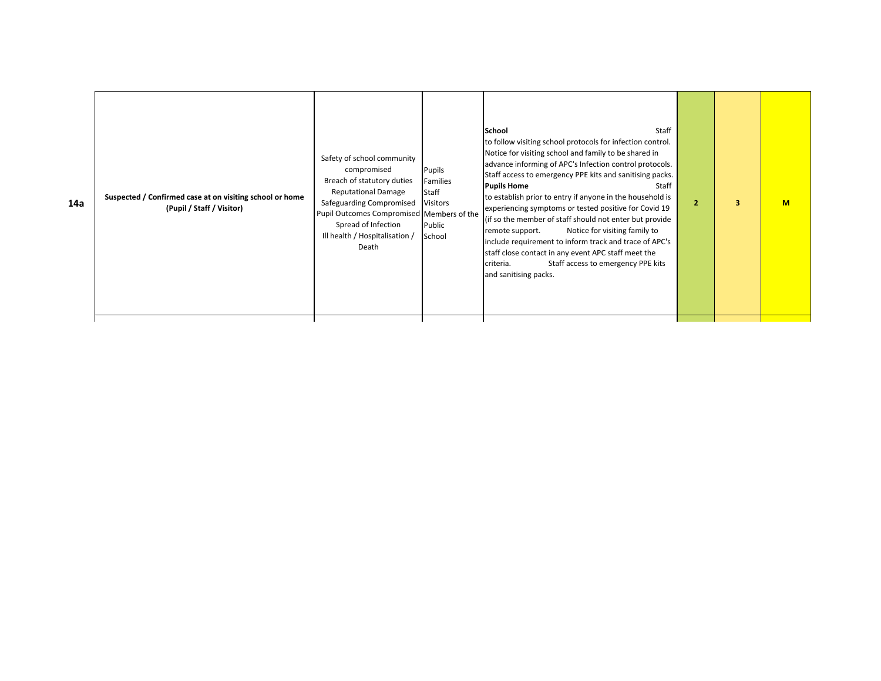| | | | | | | | |
|---|---|---|---|---|---|---|---|
| **14a** | **Suspected / Confirmed case at on visiting school or home (Pupil / Staff / Visitor)** | Safety of school community compromised<br>Breach of statutory duties<br>Reputational Damage<br>Safeguarding Compromised<br>Pupil Outcomes Compromised<br>Spread of Infection<br>Ill health / Hospitalisation / Death | Pupils<br>Families<br>Staff<br>Visitors<br>Members of the Public<br>School | **School** Staff to follow visiting school protocols for infection control. Notice for visiting school and family to be shared in advance informing of APC's Infection control protocols. Staff access to emergency PPE kits and sanitising packs.<br>**Pupils Home** Staff to establish prior to entry if anyone in the household is experiencing symptoms or tested positive for Covid 19 (if so the member of staff should not enter but provide remote support. Notice for visiting family to include requirement to inform track and trace of APC's staff close contact in any event APC staff meet the criteria. Staff access to emergency PPE kits and sanitising packs. | **2** | **3** | **M** |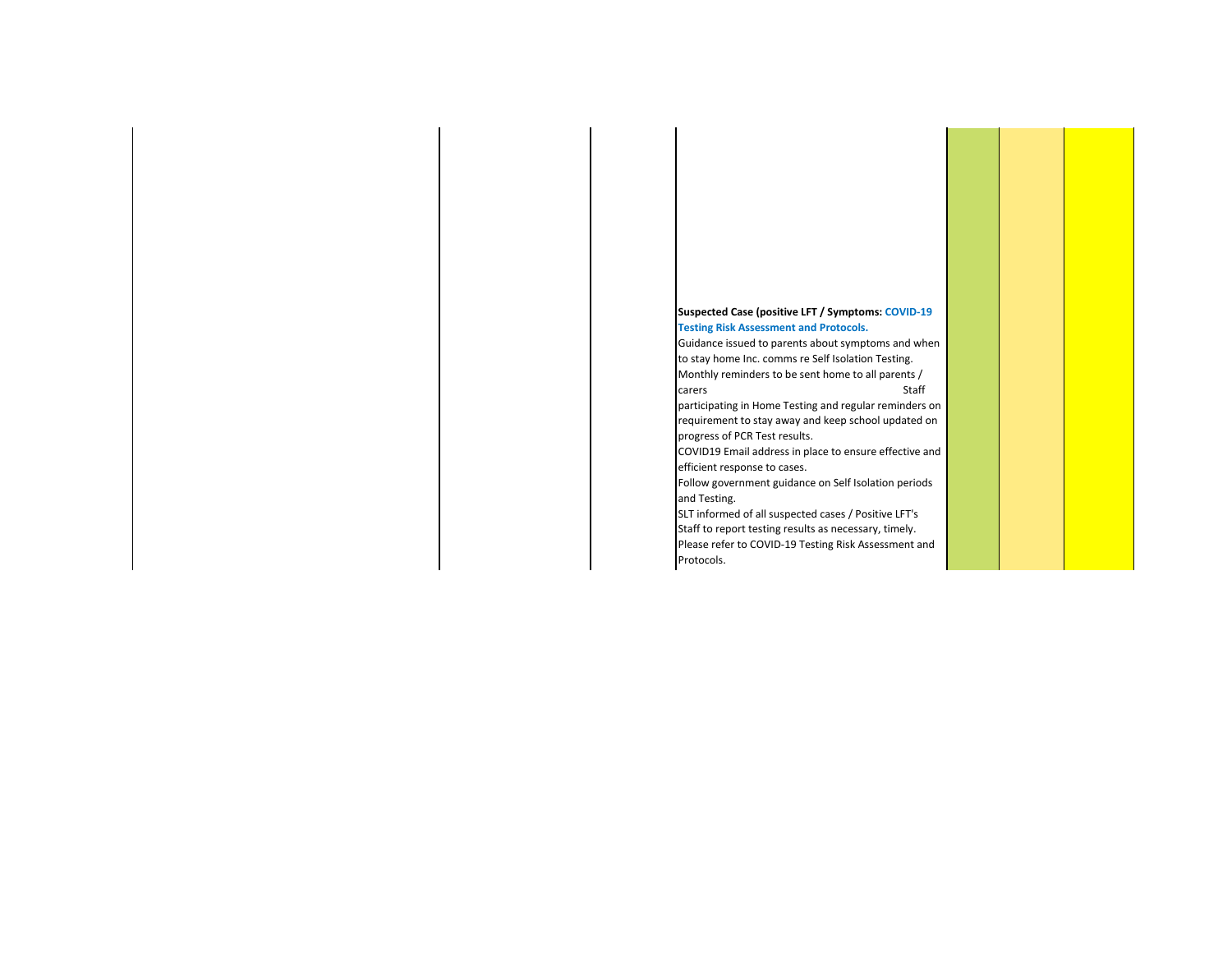| | | | | | | |
|---|---|---|---|---|---|---|
| | | | **Suspected Case (positive LFT / Symptoms: COVID-19 Testing Risk Assessment and Protocols.**<br>Guidance issued to parents about symptoms and when to stay home Inc. comms re Self Isolation Testing.<br>Monthly reminders to be sent home to all parents / carers Staff participating in Home Testing and regular reminders on requirement to stay away and keep school updated on progress of PCR Test results.<br>COVID19 Email address in place to ensure effective and efficient response to cases.<br>Follow government guidance on Self Isolation periods and Testing.<br>SLT informed of all suspected cases / Positive LFT's<br>Staff to report testing results as necessary, timely.<br>Please refer to COVID-19 Testing Risk Assessment and Protocols. | | | |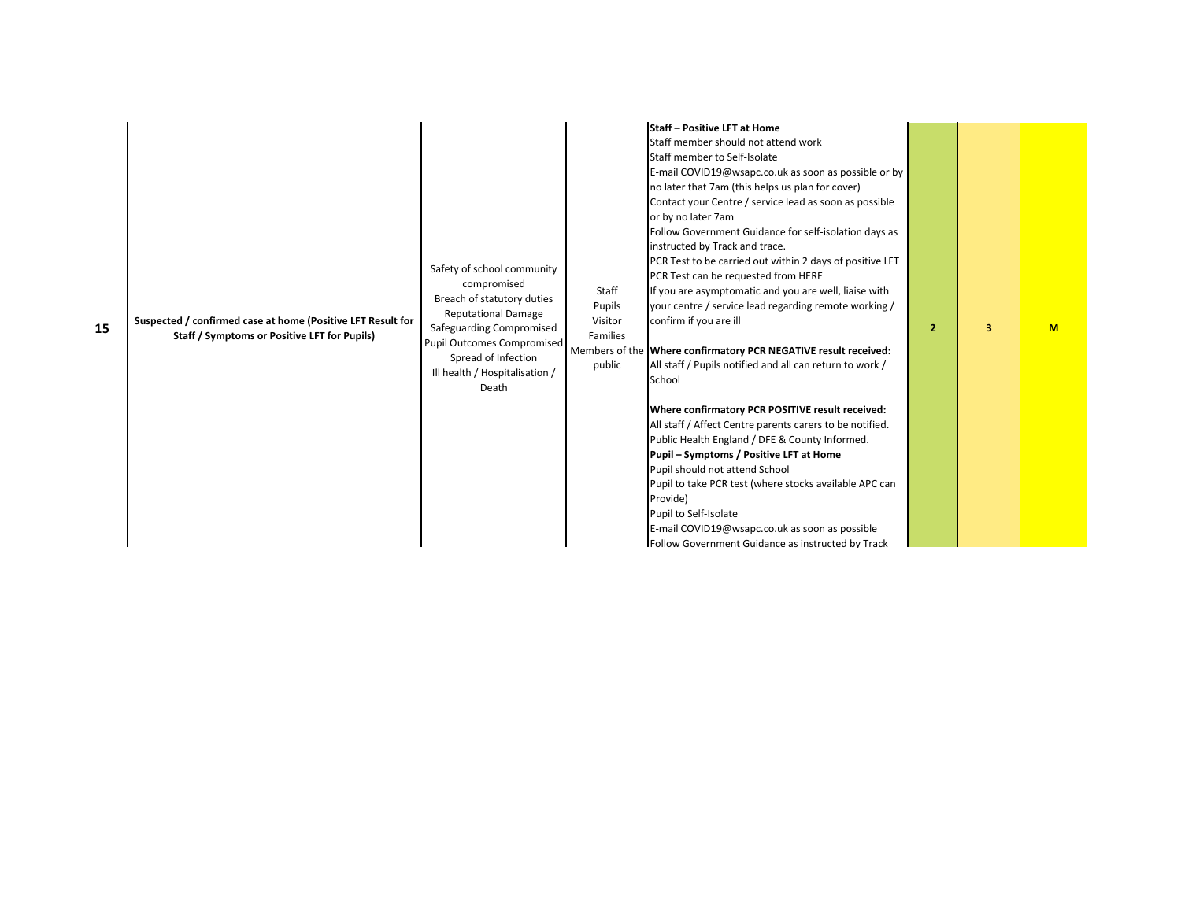| 15 | Suspected / confirmed case at home (Positive LFT Result for Staff / Symptoms or Positive LFT for Pupils) | Safety of school community compromised<br>Breach of statutory duties<br>Reputational Damage<br>Safeguarding Compromised<br>Pupil Outcomes Compromised<br>Spread of Infection<br>Ill health / Hospitalisation / Death | Staff<br>Pupils<br>Visitor<br>Families<br>Members of the public | **Staff – Positive LFT at Home**<br>Staff member should not attend work<br>Staff member to Self-Isolate<br>E-mail COVID19@wsapc.co.uk as soon as possible or by no later that 7am (this helps us plan for cover)<br>Contact your Centre / service lead as soon as possible or by no later 7am<br>Follow Government Guidance for self-isolation days as instructed by Track and trace.<br>PCR Test to be carried out within 2 days of positive LFT<br>PCR Test can be requested from HERE<br>If you are asymptomatic and you are well, liaise with your centre / service lead regarding remote working / confirm if you are ill<br><br>**Where confirmatory PCR NEGATIVE result received:**<br>All staff / Pupils notified and all can return to work / School<br><br>**Where confirmatory PCR POSITIVE result received:**<br>All staff / Affect Centre parents carers to be notified.<br>Public Health England / DFE & County Informed.<br>**Pupil – Symptoms / Positive LFT at Home**<br>Pupil should not attend School<br>Pupil to take PCR test (where stocks available APC can Provide)<br>Pupil to Self-Isolate<br>E-mail COVID19@wsapc.co.uk as soon as possible<br>Follow Government Guidance as instructed by Track | 2 | 3 | M |
|---|---|---|---|---|---|---|---|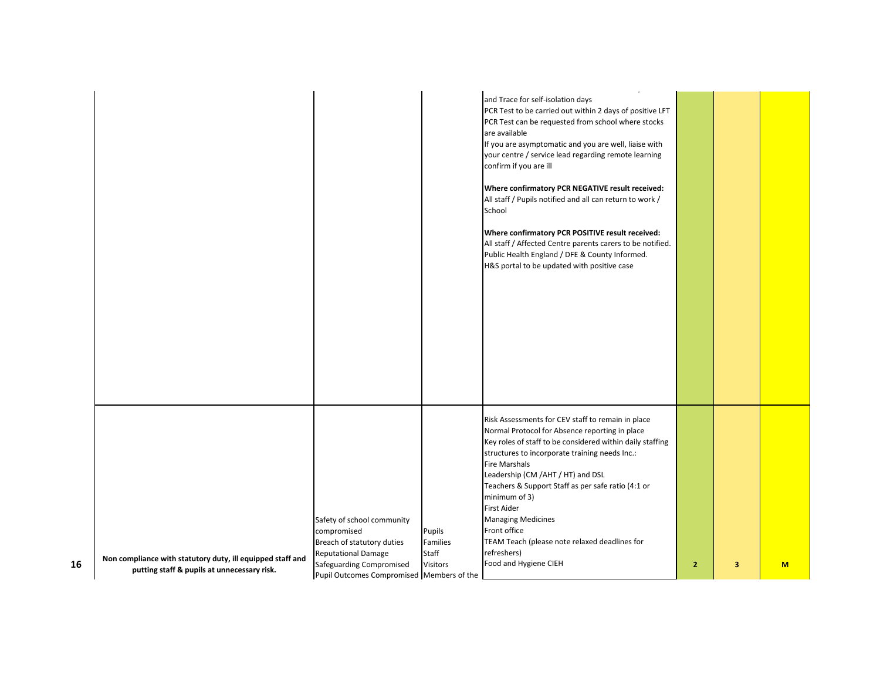| | | | | | | |
|---|---|---|---|---|---|---|
| | | | and Trace for self-isolation days<br>PCR Test to be carried out within 2 days of positive LFT<br>PCR Test can be requested from school where stocks are available<br>If you are asymptomatic and you are well, liaise with your centre / service lead regarding remote learning confirm if you are ill<br><br>**Where confirmatory PCR NEGATIVE result received:**<br>All staff / Pupils notified and all can return to work / School<br><br>**Where confirmatory PCR POSITIVE result received:**<br>All staff / Affected Centre parents carers to be notified.<br>Public Health England / DFE & County Informed.<br>H&S portal to be updated with positive case | | | |
| 16 | **Non compliance with statutory duty, ill equipped staff and putting staff & pupils at unnecessary risk.** | Safety of school community compromised<br>Breach of statutory duties<br>Reputational Damage<br>Safeguarding Compromised<br>Pupil Outcomes Compromised | Pupils<br>Families<br>Staff<br>Visitors<br>Members of the | Risk Assessments for CEV staff to remain in place<br>Normal Protocol for Absence reporting in place<br>Key roles of staff to be considered within daily staffing structures to incorporate training needs Inc.:<br>Fire Marshals<br>Leadership (CM /AHT / HT) and DSL<br>Teachers & Support Staff as per safe ratio (4:1 or minimum of 3)<br>First Aider<br>Managing Medicines<br>Front office<br>TEAM Teach (please note relaxed deadlines for refreshers)<br>Food and Hygiene CIEH | 2 | 3 | M |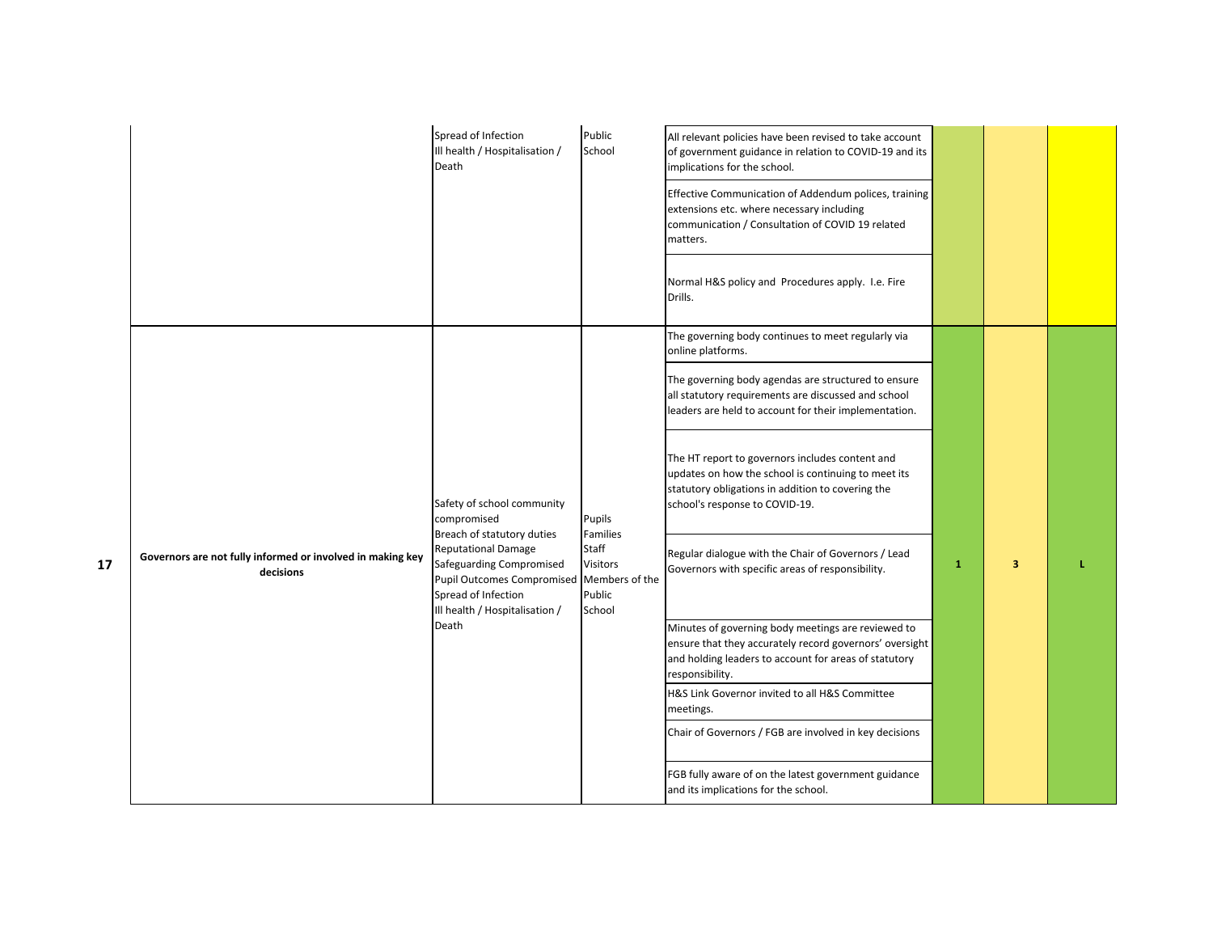| | | | | | | | |
|---|---|---|---|---|---|---|---|
| | | Spread of Infection<br>Ill health / Hospitalisation / Death | Public<br>School | All relevant policies have been revised to take account of government guidance in relation to COVID-19 and its implications for the school.<br><br>Effective Communication of Addendum polices, training extensions etc. where necessary including communication / Consultation of COVID 19 related matters.<br><br>Normal H&S policy and Procedures apply. I.e. Fire Drills. | | | |
| 17 | **Governors are not fully informed or involved in making key decisions** | Safety of school community compromised<br>Breach of statutory duties<br>Reputational Damage<br>Safeguarding Compromised<br>Pupil Outcomes Compromised<br>Spread of Infection<br>Ill health / Hospitalisation / Death | Pupils<br>Families<br>Staff<br>Visitors<br>Members of the Public<br>School | The governing body continues to meet regularly via online platforms.<br><br>The governing body agendas are structured to ensure all statutory requirements are discussed and school leaders are held to account for their implementation.<br><br>The HT report to governors includes content and updates on how the school is continuing to meet its statutory obligations in addition to covering the school's response to COVID-19.<br><br>Regular dialogue with the Chair of Governors / Lead Governors with specific areas of responsibility.<br><br>Minutes of governing body meetings are reviewed to ensure that they accurately record governors' oversight and holding leaders to account for areas of statutory responsibility.<br><br>H&S Link Governor invited to all H&S Committee meetings.<br><br>Chair of Governors / FGB are involved in key decisions<br><br>FGB fully aware of on the latest government guidance and its implications for the school. | 1 | 3 | L |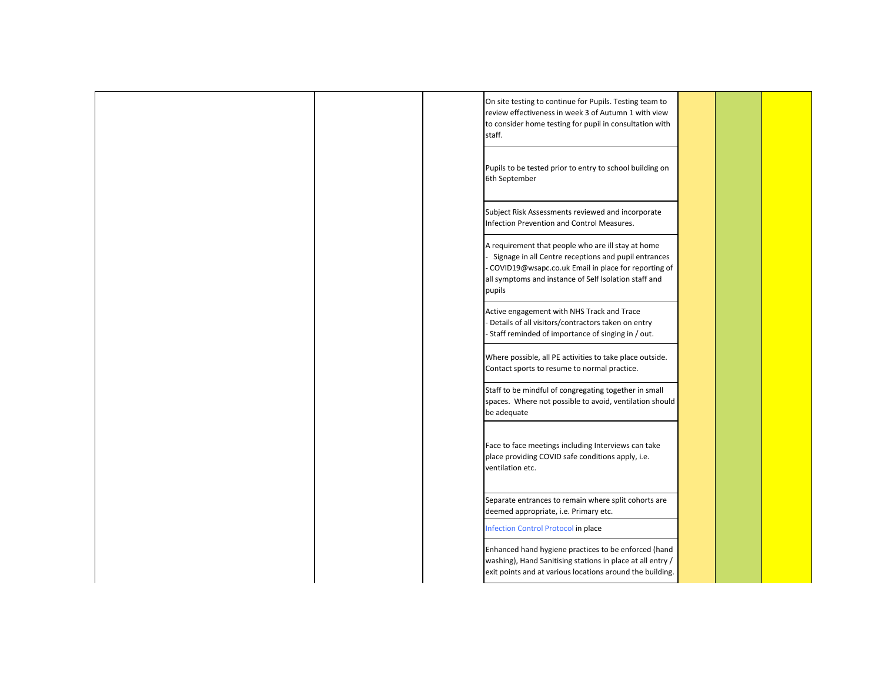| | | | | | | |
|---|---|---|---|---|---|---|
| | | | On site testing to continue for Pupils. Testing team to review effectiveness in week 3 of Autumn 1 with view to consider home testing for pupil in consultation with staff. | | | |
| | | | Pupils to be tested prior to entry to school building on 6th September | | | |
| | | | Subject Risk Assessments reviewed and incorporate Infection Prevention and Control Measures. | | | |
| | | | A requirement that people who are ill stay at home<br>- Signage in all Centre receptions and pupil entrances<br>- COVID19@wsapc.co.uk Email in place for reporting of all symptoms and instance of Self Isolation staff and pupils | | | |
| | | | Active engagement with NHS Track and Trace<br>- Details of all visitors/contractors taken on entry<br>- Staff reminded of importance of singing in / out. | | | |
| | | | Where possible, all PE activities to take place outside. Contact sports to resume to normal practice. | | | |
| | | | Staff to be mindful of congregating together in small spaces. Where not possible to avoid, ventilation should be adequate | | | |
| | | | Face to face meetings including Interviews can take place providing COVID safe conditions apply, i.e. ventilation etc. | | | |
| | | | Separate entrances to remain where split cohorts are deemed appropriate, i.e. Primary etc. | | | |
| | | | Infection Control Protocol in place | | | |
| | | | Enhanced hand hygiene practices to be enforced (hand washing), Hand Sanitising stations in place at all entry / exit points and at various locations around the building. | | | |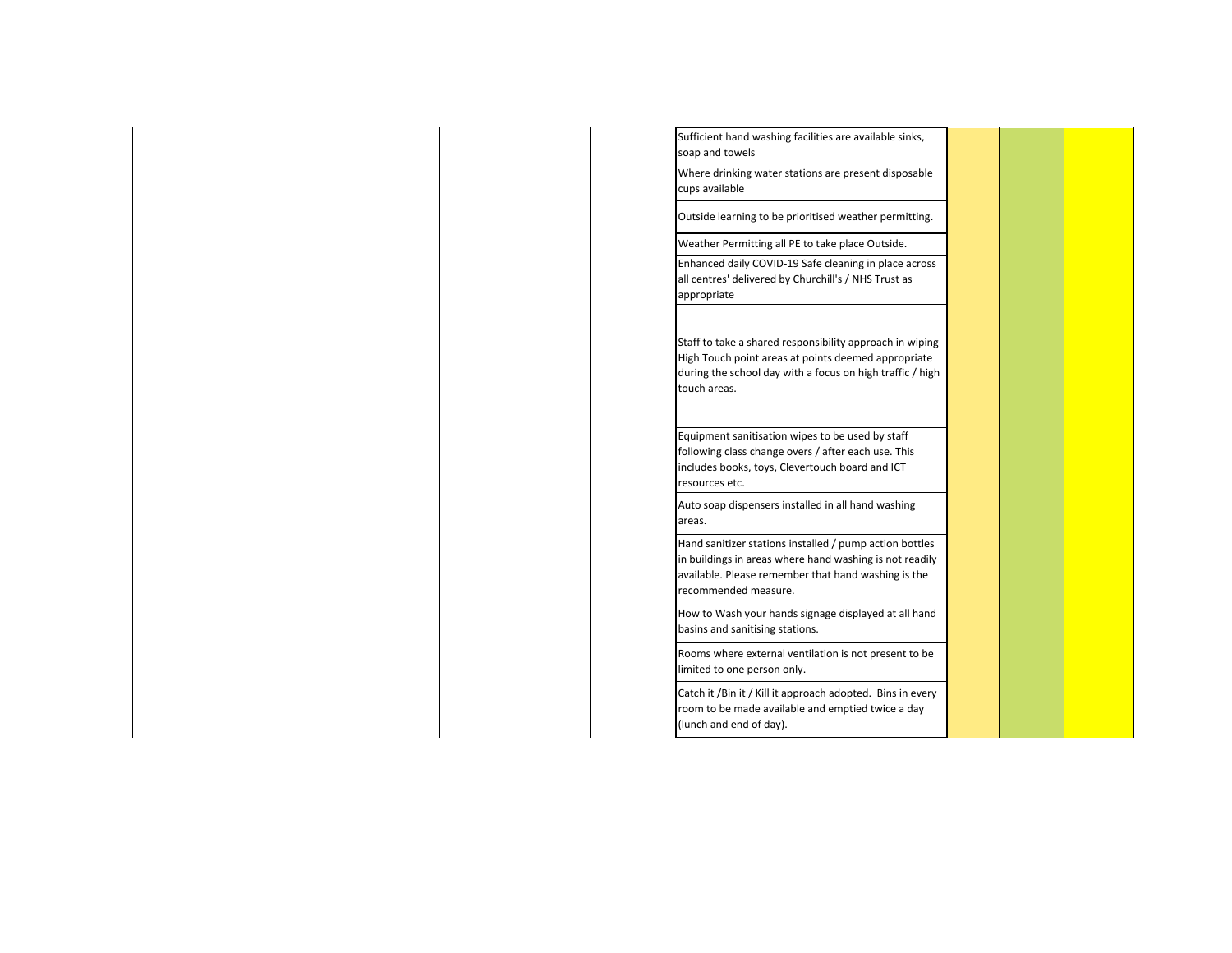| | | | | | | |
|---|---|---|---|---|---|---|
| | | | Sufficient hand washing facilities are available sinks, soap and towels | | | |
| | | | Where drinking water stations are present disposable cups available | | | |
| | | | Outside learning to be prioritised weather permitting. | | | |
| | | | Weather Permitting all PE to take place Outside. | | | |
| | | | Enhanced daily COVID-19 Safe cleaning in place across all centres' delivered by Churchill's / NHS Trust as appropriate | | | |
| | | | Staff to take a shared responsibility approach in wiping High Touch point areas at points deemed appropriate during the school day with a focus on high traffic / high touch areas. | | | |
| | | | Equipment sanitisation wipes to be used by staff following class change overs / after each use. This includes books, toys, Clevertouch board and ICT resources etc. | | | |
| | | | Auto soap dispensers installed in all hand washing areas. | | | |
| | | | Hand sanitizer stations installed / pump action bottles in buildings in areas where hand washing is not readily available. Please remember that hand washing is the recommended measure. | | | |
| | | | How to Wash your hands signage displayed at all hand basins and sanitising stations. | | | |
| | | | Rooms where external ventilation is not present to be limited to one person only. | | | |
| | | | Catch it /Bin it / Kill it approach adopted. Bins in every room to be made available and emptied twice a day (lunch and end of day). | | | |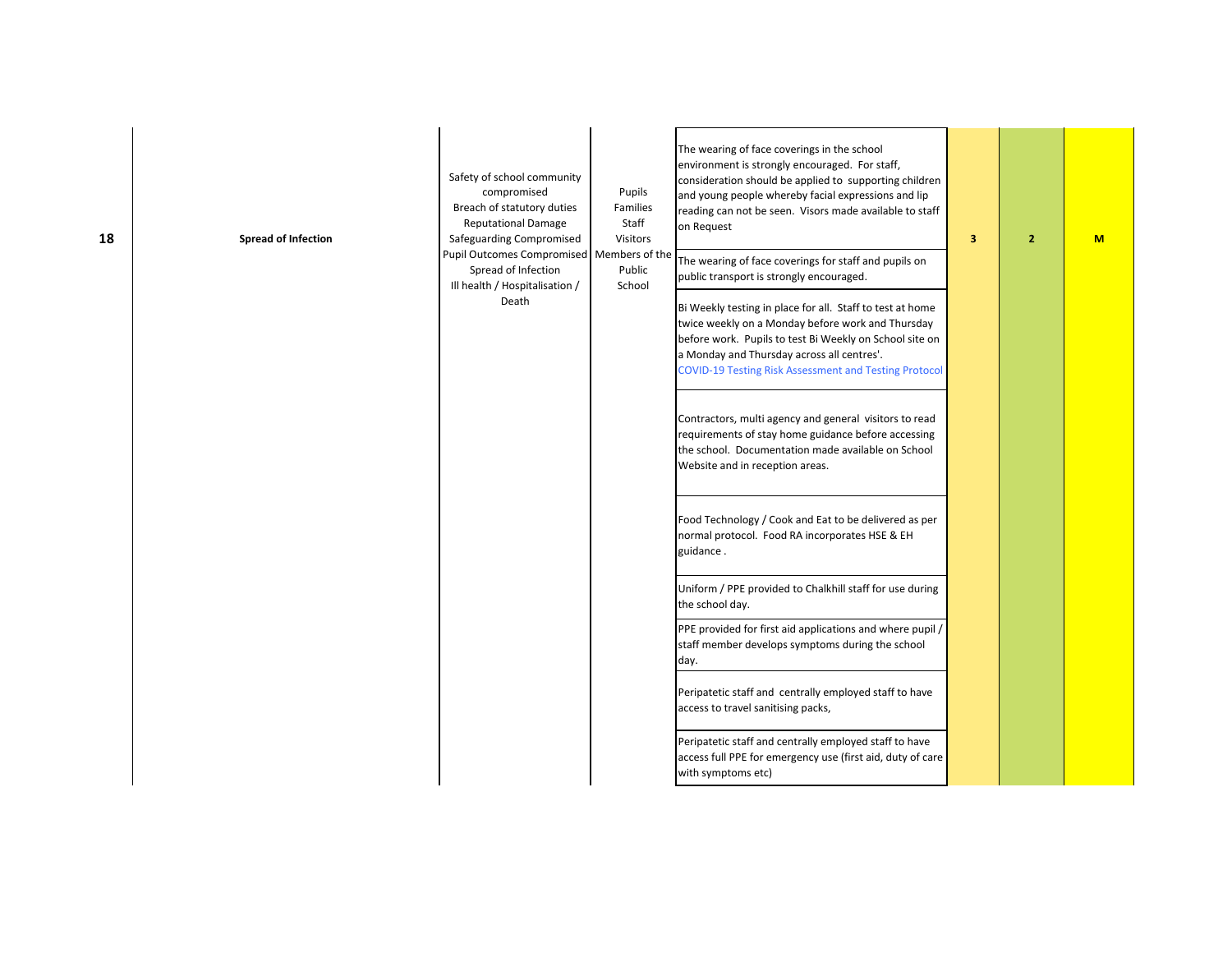| | | | | | | | |
|---|---|---|---|---|---|---|---|
| **18** | **Spread of Infection** | Safety of school community compromised<br>Breach of statutory duties<br>Reputational Damage<br>Safeguarding Compromised<br>Pupil Outcomes Compromised<br>Spread of Infection<br>Ill health / Hospitalisation / Death | Pupils<br>Families<br>Staff<br>Visitors<br>Members of the Public<br>School | The wearing of face coverings in the school environment is strongly encouraged. For staff, consideration should be applied to supporting children and young people whereby facial expressions and lip reading can not be seen. Visors made available to staff on Request | **3** | **2** | **M** |
| | | | | The wearing of face coverings for staff and pupils on public transport is strongly encouraged. | | | |
| | | | | Bi Weekly testing in place for all. Staff to test at home twice weekly on a Monday before work and Thursday before work. Pupils to test Bi Weekly on School site on a Monday and Thursday across all centres'.<br>COVID-19 Testing Risk Assessment and Testing Protocol | | | |
| | | | | Contractors, multi agency and general visitors to read requirements of stay home guidance before accessing the school. Documentation made available on School Website and in reception areas. | | | |
| | | | | Food Technology / Cook and Eat to be delivered as per normal protocol. Food RA incorporates HSE & EH guidance . | | | |
| | | | | Uniform / PPE provided to Chalkhill staff for use during the school day. | | | |
| | | | | PPE provided for first aid applications and where pupil / staff member develops symptoms during the school day. | | | |
| | | | | Peripatetic staff and centrally employed staff to have access to travel sanitising packs, | | | |
| | | | | Peripatetic staff and centrally employed staff to have access full PPE for emergency use (first aid, duty of care with symptoms etc) | | | |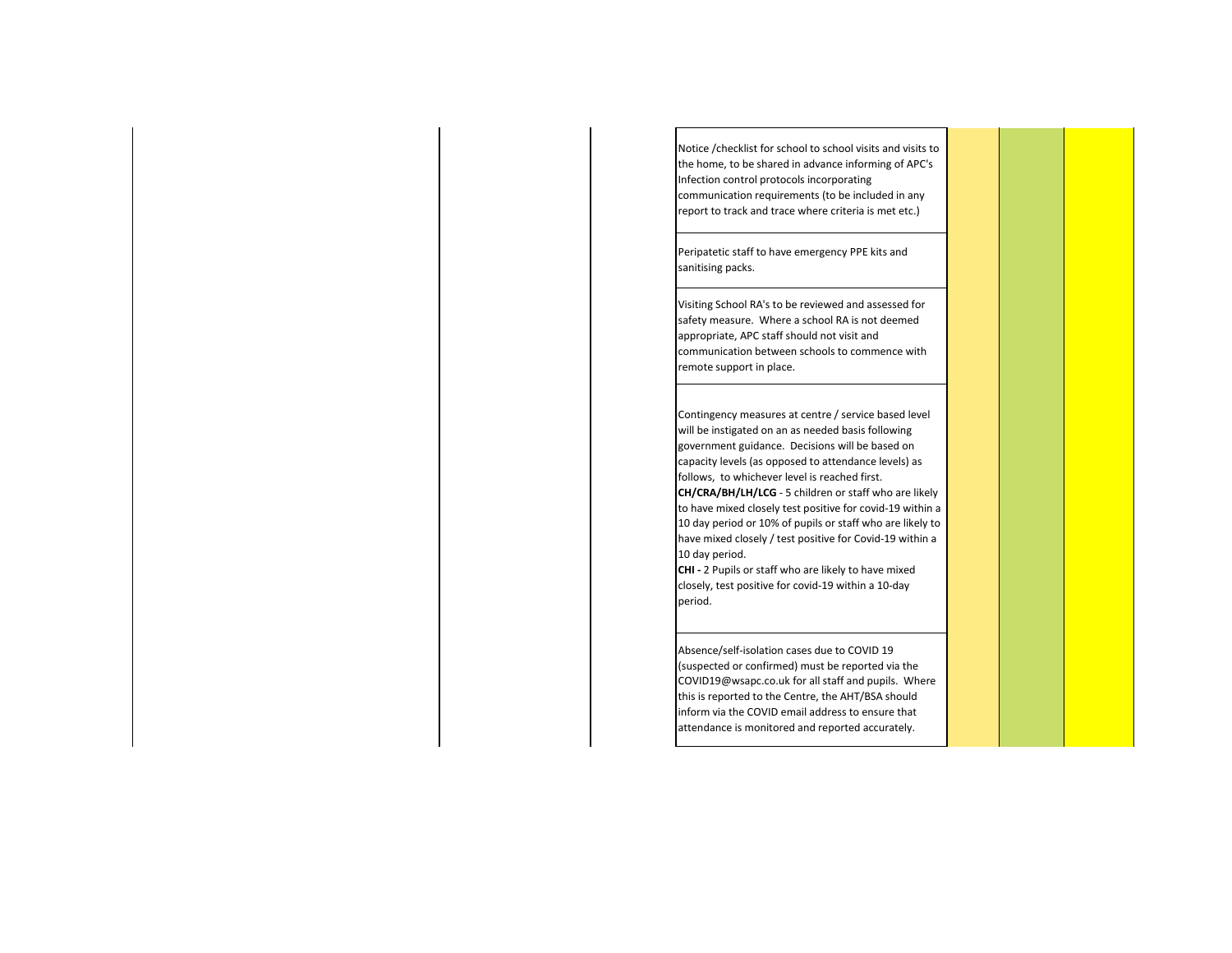| | | | | | | |
|---|---|---|---|---|---|---|
| | | | Notice /checklist for school to school visits and visits to the home, to be shared in advance informing of APC's Infection control protocols incorporating communication requirements (to be included in any report to track and trace where criteria is met etc.) | | | |
| | | | Peripatetic staff to have emergency PPE kits and sanitising packs. | | | |
| | | | Visiting School RA's to be reviewed and assessed for safety measure. Where a school RA is not deemed appropriate, APC staff should not visit and communication between schools to commence with remote support in place. | | | |
| | | | Contingency measures at centre / service based level will be instigated on an as needed basis following government guidance. Decisions will be based on capacity levels (as opposed to attendance levels) as follows, to whichever level is reached first.<br>**CH/CRA/BH/LH/LCG** - 5 children or staff who are likely to have mixed closely test positive for covid-19 within a 10 day period or 10% of pupils or staff who are likely to have mixed closely / test positive for Covid-19 within a 10 day period.<br>**CHI -** 2 Pupils or staff who are likely to have mixed closely, test positive for covid-19 within a 10-day period. | | | |
| | | | Absence/self-isolation cases due to COVID 19 (suspected or confirmed) must be reported via the COVID19@wsapc.co.uk for all staff and pupils. Where this is reported to the Centre, the AHT/BSA should inform via the COVID email address to ensure that attendance is monitored and reported accurately. | | | |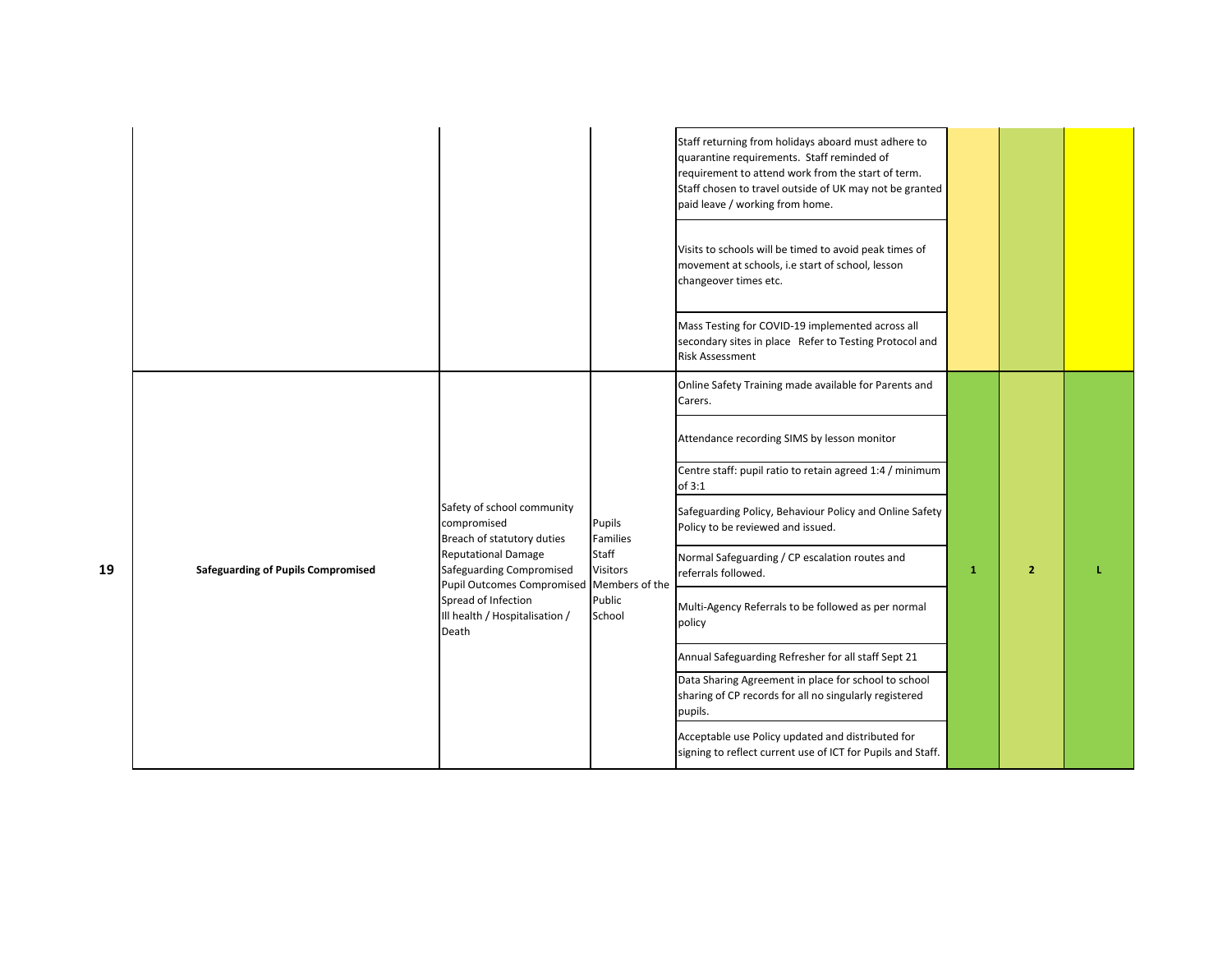| | | | | | | | |
|---|---|---|---|---|---|---|---|
| | | | | Staff returning from holidays aboard must adhere to quarantine requirements. Staff reminded of requirement to attend work from the start of term. Staff chosen to travel outside of UK may not be granted paid leave / working from home. | | | |
| | | | | Visits to schools will be timed to avoid peak times of movement at schools, i.e start of school, lesson changeover times etc. | | | |
| | | | | Mass Testing for COVID-19 implemented across all secondary sites in place Refer to Testing Protocol and Risk Assessment | | | |
| 19 | **Safeguarding of Pupils Compromised** | Safety of school community compromised<br>Breach of statutory duties<br>Reputational Damage<br>Safeguarding Compromised<br>Pupil Outcomes Compromised<br>Spread of Infection<br>Ill health / Hospitalisation / Death | Pupils<br>Families<br>Staff<br>Visitors<br>Members of the Public<br>School | Online Safety Training made available for Parents and Carers.<br><br>Attendance recording SIMS by lesson monitor<br><br>Centre staff: pupil ratio to retain agreed 1:4 / minimum of 3:1<br><br>Safeguarding Policy, Behaviour Policy and Online Safety Policy to be reviewed and issued.<br><br>Normal Safeguarding / CP escalation routes and referrals followed.<br><br>Multi-Agency Referrals to be followed as per normal policy<br><br>Annual Safeguarding Refresher for all staff Sept 21<br><br>Data Sharing Agreement in place for school to school sharing of CP records for all no singularly registered pupils.<br><br>Acceptable use Policy updated and distributed for signing to reflect current use of ICT for Pupils and Staff. | 1 | 2 | L |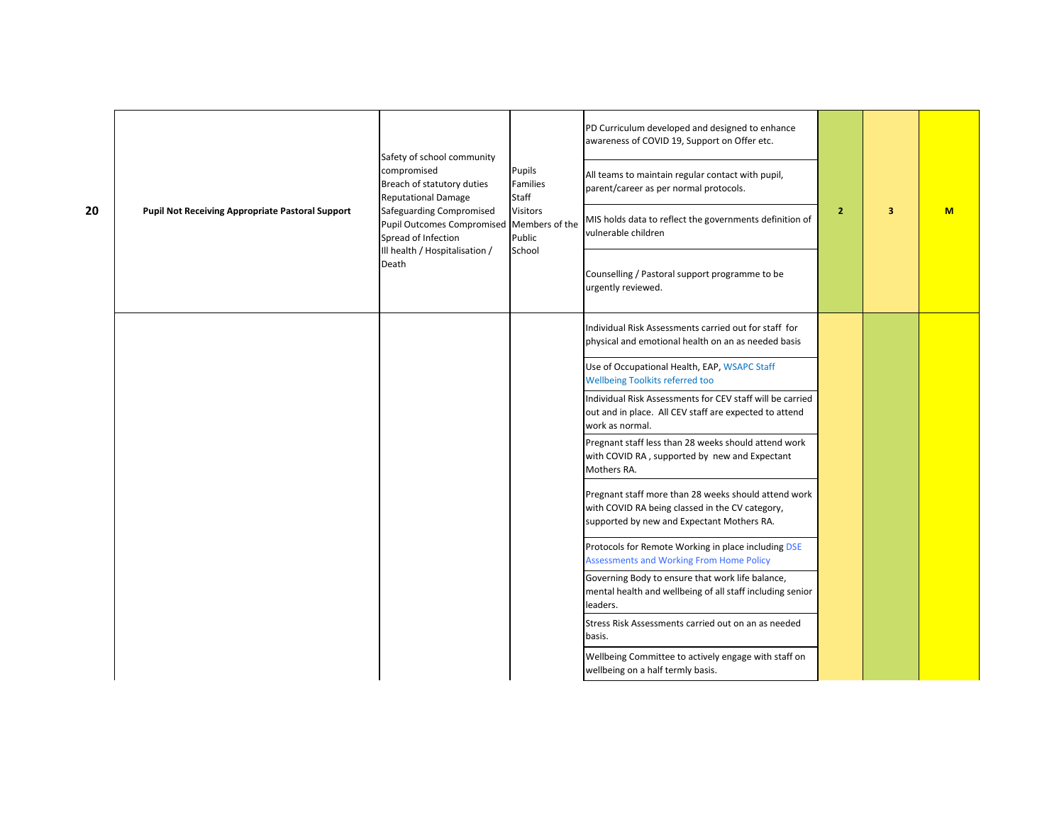| 20 | Pupil Not Receiving Appropriate Pastoral Support | Safety of school community compromised<br>Breach of statutory duties<br>Reputational Damage<br>Safeguarding Compromised<br>Pupil Outcomes Compromised<br>Spread of Infection<br>Ill health / Hospitalisation / Death | Pupils<br>Families<br>Staff<br>Visitors<br>Members of the Public<br>School | PD Curriculum developed and designed to enhance awareness of COVID 19, Support on Offer etc.<br><br>All teams to maintain regular contact with pupil, parent/career as per normal protocols.<br><br>MIS holds data to reflect the governments definition of vulnerable children<br><br>Counselling / Pastoral support programme to be urgently reviewed. | 2 | 3 | M |
|---|---|---|---|---|---|---|---|
| | | | | Individual Risk Assessments carried out for staff for physical and emotional health on an as needed basis<br><br>Use of Occupational Health, EAP, WSAPC Staff Wellbeing Toolkits referred too<br><br>Individual Risk Assessments for CEV staff will be carried out and in place. All CEV staff are expected to attend work as normal.<br><br>Pregnant staff less than 28 weeks should attend work with COVID RA , supported by new and Expectant Mothers RA.<br><br>Pregnant staff more than 28 weeks should attend work with COVID RA being classed in the CV category, supported by new and Expectant Mothers RA.<br><br>Protocols for Remote Working in place including DSE Assessments and Working From Home Policy<br><br>Governing Body to ensure that work life balance, mental health and wellbeing of all staff including senior leaders.<br><br>Stress Risk Assessments carried out on an as needed basis.<br><br>Wellbeing Committee to actively engage with staff on wellbeing on a half termly basis. | | | |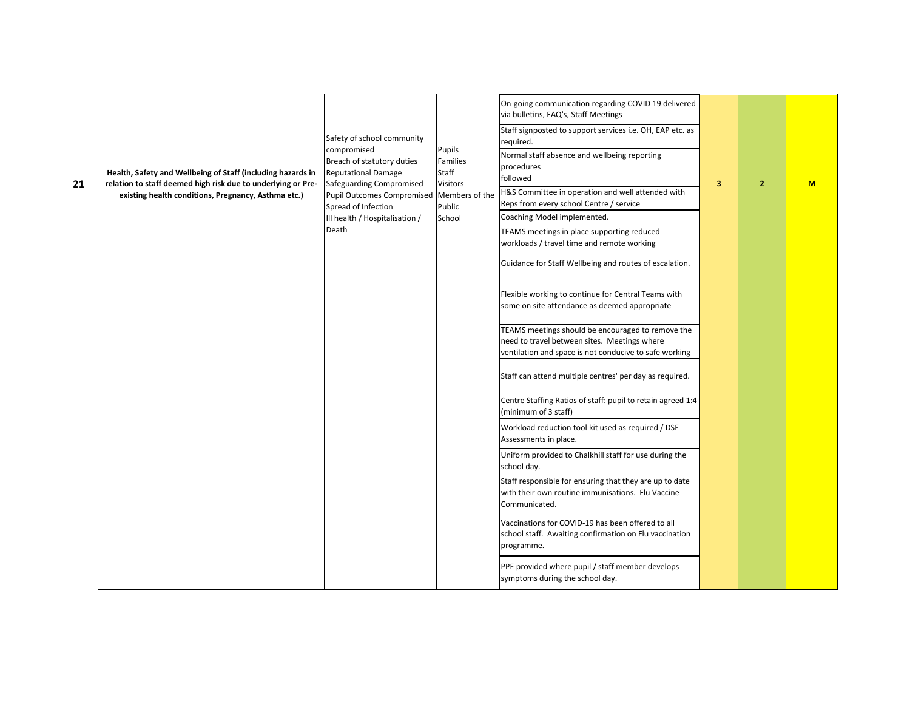| 21 | Health, Safety and Wellbeing of Staff (including hazards in relation to staff deemed high risk due to underlying or Pre-existing health conditions, Pregnancy, Asthma etc.) | Safety of school community compromised<br>Breach of statutory duties<br>Reputational Damage<br>Safeguarding Compromised<br>Pupil Outcomes Compromised<br>Spread of Infection<br>Ill health / Hospitalisation / Death | Pupils<br>Families<br>Staff<br>Visitors<br>Members of the Public<br>School | On-going communication regarding COVID 19 delivered via bulletins, FAQ's, Staff Meetings<br>Staff signposted to support services i.e. OH, EAP etc. as required.<br>Normal staff absence and wellbeing reporting procedures followed<br>H&S Committee in operation and well attended with Reps from every school Centre / service<br>Coaching Model implemented.<br>TEAMS meetings in place supporting reduced workloads / travel time and remote working<br>Guidance for Staff Wellbeing and routes of escalation.<br>Flexible working to continue for Central Teams with some on site attendance as deemed appropriate<br>TEAMS meetings should be encouraged to remove the need to travel between sites. Meetings where ventilation and space is not conducive to safe working<br>Staff can attend multiple centres' per day as required.<br>Centre Staffing Ratios of staff: pupil to retain agreed 1:4 (minimum of 3 staff)<br>Workload reduction tool kit used as required / DSE Assessments in place.<br>Uniform provided to Chalkhill staff for use during the school day.<br>Staff responsible for ensuring that they are up to date with their own routine immunisations. Flu Vaccine Communicated.<br>Vaccinations for COVID-19 has been offered to all school staff. Awaiting confirmation on Flu vaccination programme.<br>PPE provided where pupil / staff member develops symptoms during the school day. | 3 | 2 | M |
|---|---|---|---|---|---|---|---|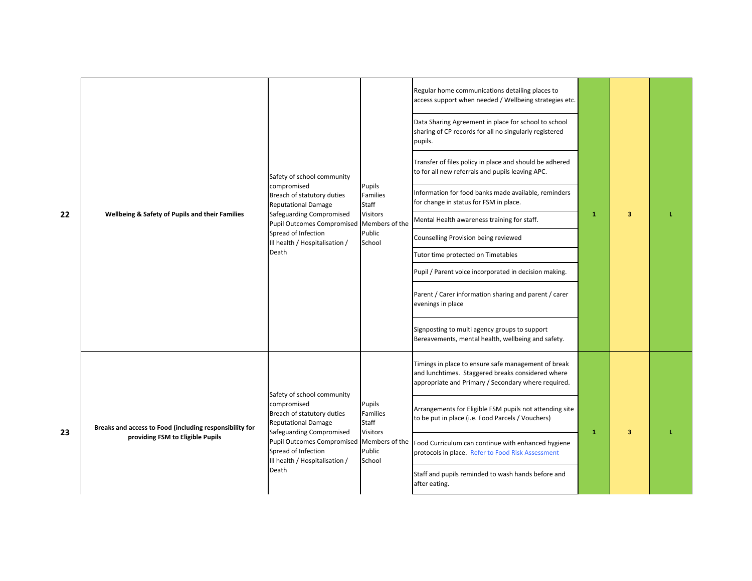| | | | | | | | |
|---|---|---|---|---|---|---|---|
| 22 | **Wellbeing & Safety of Pupils and their Families** | Safety of school community compromised<br>Breach of statutory duties<br>Reputational Damage<br>Safeguarding Compromised<br>Pupil Outcomes Compromised<br>Spread of Infection<br>Ill health / Hospitalisation / Death | Pupils<br>Families<br>Staff<br>Visitors<br>Members of the Public<br>School | Regular home communications detailing places to access support when needed / Wellbeing strategies etc.<br>Data Sharing Agreement in place for school to school sharing of CP records for all no singularly registered pupils.<br>Transfer of files policy in place and should be adhered to for all new referrals and pupils leaving APC.<br>Information for food banks made available, reminders for change in status for FSM in place.<br>Mental Health awareness training for staff.<br>Counselling Provision being reviewed<br>Tutor time protected on Timetables<br>Pupil / Parent voice incorporated in decision making.<br>Parent / Carer information sharing and parent / carer evenings in place<br>Signposting to multi agency groups to support Bereavements, mental health, wellbeing and safety. | 1 | 3 | L |
| 23 | **Breaks and access to Food (including responsibility for providing FSM to Eligible Pupils** | Safety of school community compromised<br>Breach of statutory duties<br>Reputational Damage<br>Safeguarding Compromised<br>Pupil Outcomes Compromised<br>Spread of Infection<br>Ill health / Hospitalisation / Death | Pupils<br>Families<br>Staff<br>Visitors<br>Members of the Public<br>School | Timings in place to ensure safe management of break and lunchtimes. Staggered breaks considered where appropriate and Primary / Secondary where required.<br>Arrangements for Eligible FSM pupils not attending site to be put in place (i.e. Food Parcels / Vouchers)<br>Food Curriculum can continue with enhanced hygiene protocols in place. Refer to Food Risk Assessment<br>Staff and pupils reminded to wash hands before and after eating. | 1 | 3 | L |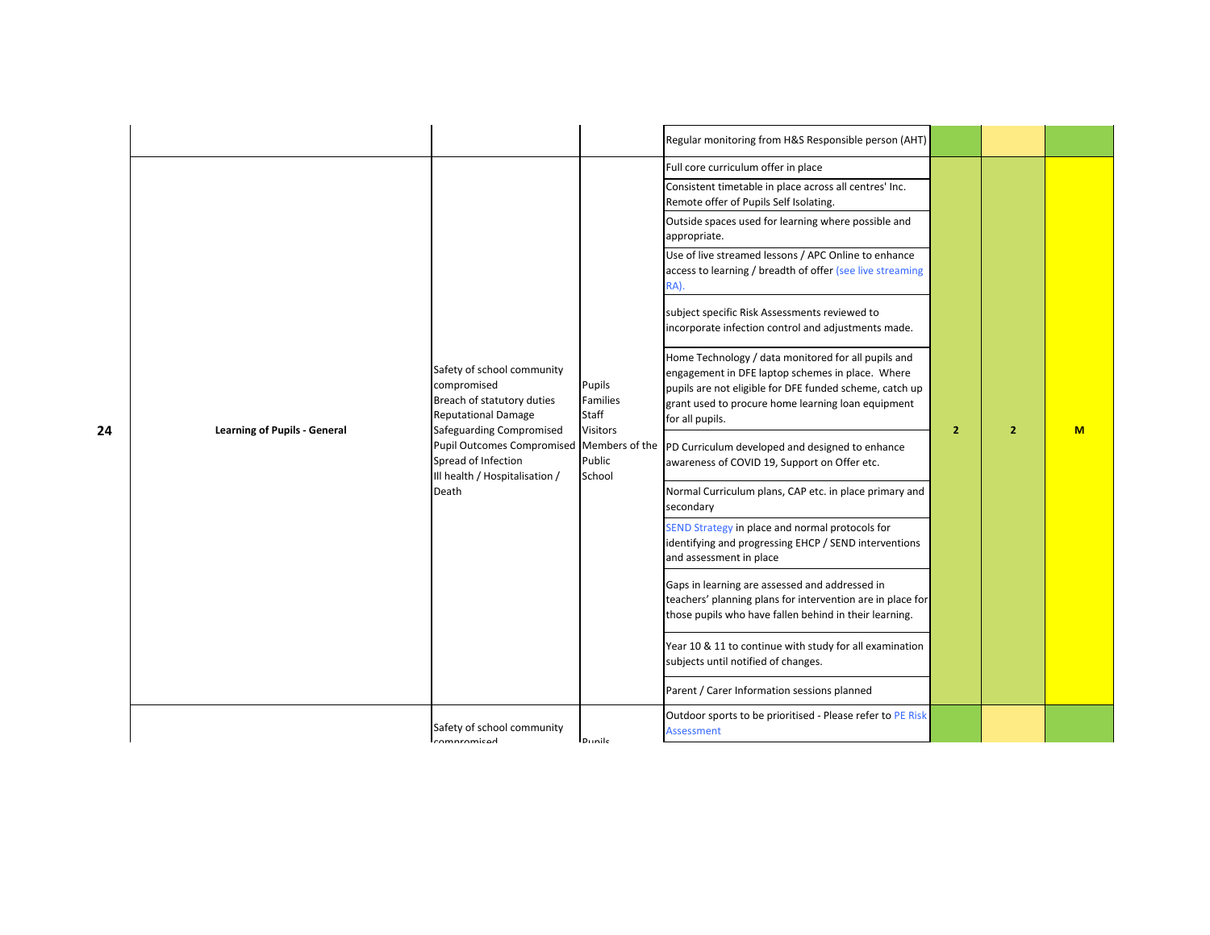| | | | | Regular monitoring from H&S Responsible person (AHT) | | | |
|---|---|---|---|---|---|---|---|
| 24 | Learning of Pupils - General | Safety of school community compromised<br>Breach of statutory duties<br>Reputational Damage<br>Safeguarding Compromised<br>Pupil Outcomes Compromised<br>Spread of Infection<br>Ill health / Hospitalisation / Death | Pupils<br>Families<br>Staff<br>Visitors<br>Members of the Public<br>School | Full core curriculum offer in place<br>Consistent timetable in place across all centres' Inc. Remote offer of Pupils Self Isolating.<br>Outside spaces used for learning where possible and appropriate.<br>Use of live streamed lessons / APC Online to enhance access to learning / breadth of offer (see live streaming RA).<br>subject specific Risk Assessments reviewed to incorporate infection control and adjustments made.<br>Home Technology / data monitored for all pupils and engagement in DFE laptop schemes in place. Where pupils are not eligible for DFE funded scheme, catch up grant used to procure home learning loan equipment for all pupils.<br>PD Curriculum developed and designed to enhance awareness of COVID 19, Support on Offer etc.<br>Normal Curriculum plans, CAP etc. in place primary and secondary<br>SEND Strategy in place and normal protocols for identifying and progressing EHCP / SEND interventions and assessment in place<br>Gaps in learning are assessed and addressed in teachers' planning plans for intervention are in place for those pupils who have fallen behind in their learning.<br>Year 10 & 11 to continue with study for all examination subjects until notified of changes.<br>Parent / Carer Information sessions planned | 2 | 2 | M |
| | | Safety of school community compromised | Pupils | Outdoor sports to be prioritised - Please refer to PE Risk Assessment | | | |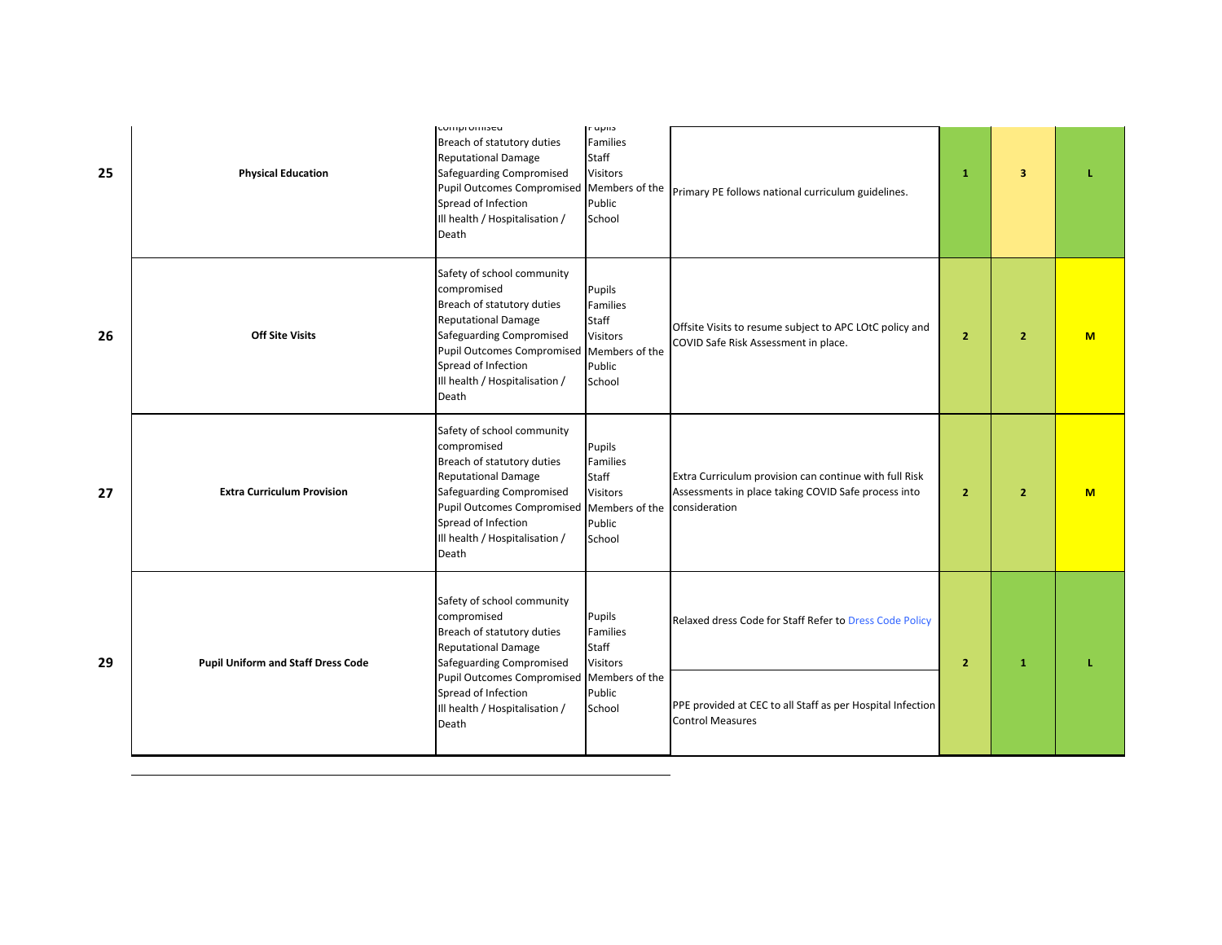| | | | | | | | |
|---|---|---|---|---|---|---|---|
| 25 | **Physical Education** | compromised<br>Breach of statutory duties<br>Reputational Damage<br>Safeguarding Compromised<br>Pupil Outcomes Compromised<br>Spread of Infection<br>Ill health / Hospitalisation / Death | Pupils<br>Families<br>Staff<br>Visitors<br>Members of the Public<br>School | Primary PE follows national curriculum guidelines. | **1** | **3** | **L** |
| 26 | **Off Site Visits** | Safety of school community compromised<br>Breach of statutory duties<br>Reputational Damage<br>Safeguarding Compromised<br>Pupil Outcomes Compromised<br>Spread of Infection<br>Ill health / Hospitalisation / Death | Pupils<br>Families<br>Staff<br>Visitors<br>Members of the Public<br>School | Offsite Visits to resume subject to APC LOtC policy and COVID Safe Risk Assessment in place. | **2** | **2** | **M** |
| 27 | **Extra Curriculum Provision** | Safety of school community compromised<br>Breach of statutory duties<br>Reputational Damage<br>Safeguarding Compromised<br>Pupil Outcomes Compromised<br>Spread of Infection<br>Ill health / Hospitalisation / Death | Pupils<br>Families<br>Staff<br>Visitors<br>Members of the Public<br>School | Extra Curriculum provision can continue with full Risk Assessments in place taking COVID Safe process into consideration | **2** | **2** | **M** |
| 29 | **Pupil Uniform and Staff Dress Code** | Safety of school community compromised<br>Breach of statutory duties<br>Reputational Damage<br>Safeguarding Compromised<br>Pupil Outcomes Compromised<br>Spread of Infection<br>Ill health / Hospitalisation / Death | Pupils<br>Families<br>Staff<br>Visitors<br>Members of the Public<br>School | Relaxed dress Code for Staff Refer to Dress Code Policy<br><br>PPE provided at CEC to all Staff as per Hospital Infection Control Measures | **2** | **1** | **L** |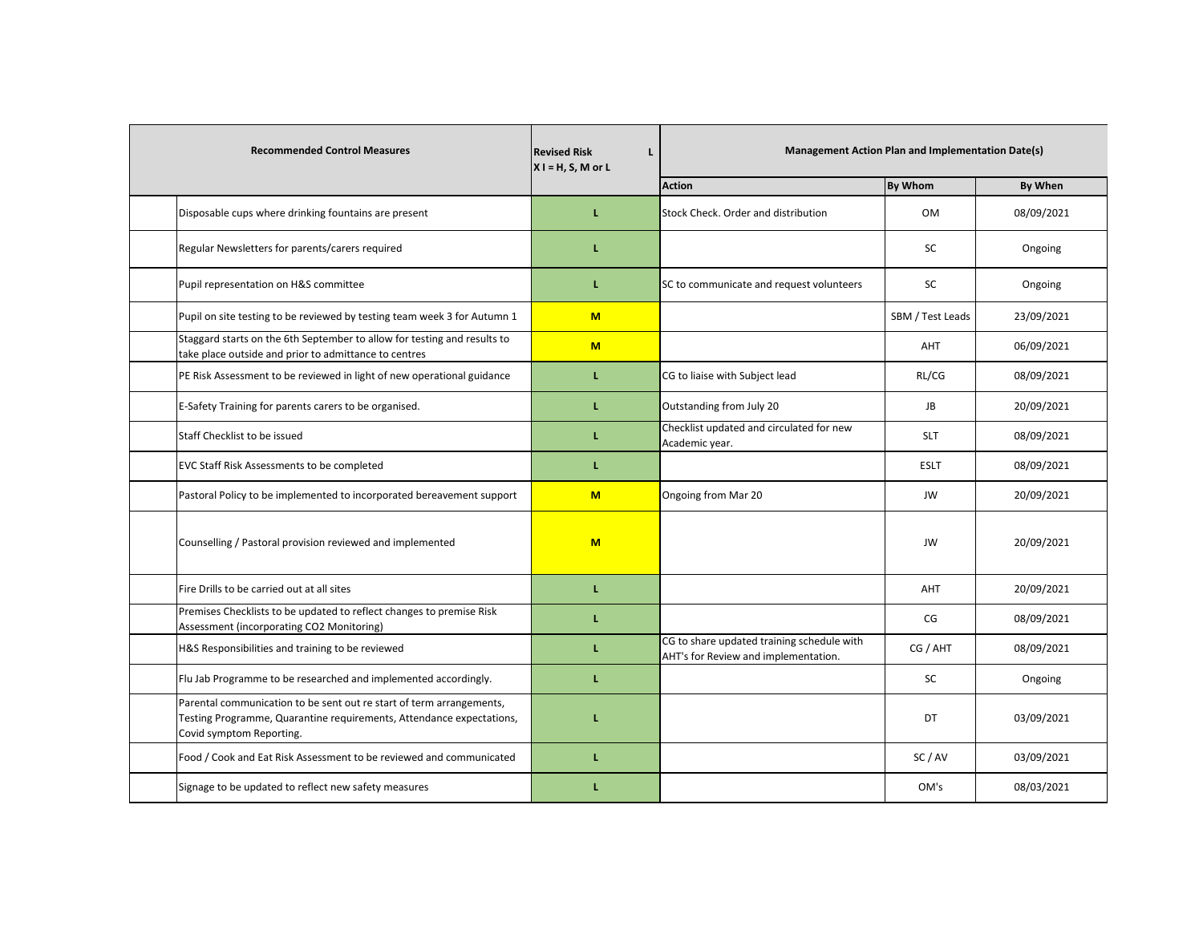| | Recommended Control Measures | Revised Risk L X I = H, S, M or L | Management Action Plan and Implementation Date(s) | | |
|---|---|---|---|---|---|
| | | | Action | By Whom | By When |
| | Disposable cups where drinking fountains are present | L | Stock Check. Order and distribution | OM | 08/09/2021 |
| | Regular Newsletters for parents/carers required | L | | SC | Ongoing |
| | Pupil representation on H&S committee | L | SC to communicate and request volunteers | SC | Ongoing |
| | Pupil on site testing to be reviewed by testing team week 3 for Autumn 1 | M | | SBM / Test Leads | 23/09/2021 |
| | Staggard starts on the 6th September to allow for testing and results to take place outside and prior to admittance to centres | M | | AHT | 06/09/2021 |
| | PE Risk Assessment to be reviewed in light of new operational guidance | L | CG to liaise with Subject lead | RL/CG | 08/09/2021 |
| | E-Safety Training for parents carers to be organised. | L | Outstanding from July 20 | JB | 20/09/2021 |
| | Staff Checklist to be issued | L | Checklist updated and circulated for new Academic year. | SLT | 08/09/2021 |
| | EVC Staff Risk Assessments to be completed | L | | ESLT | 08/09/2021 |
| | Pastoral Policy to be implemented to incorporated bereavement support | M | Ongoing from Mar 20 | JW | 20/09/2021 |
| | Counselling / Pastoral provision reviewed and implemented | M | | JW | 20/09/2021 |
| | Fire Drills to be carried out at all sites | L | | AHT | 20/09/2021 |
| | Premises Checklists to be updated to reflect changes to premise Risk Assessment (incorporating CO2 Monitoring) | L | | CG | 08/09/2021 |
| | H&S Responsibilities and training to be reviewed | L | CG to share updated training schedule with AHT's for Review and implementation. | CG / AHT | 08/09/2021 |
| | Flu Jab Programme to be researched and implemented accordingly. | L | | SC | Ongoing |
| | Parental communication to be sent out re start of term arrangements, Testing Programme, Quarantine requirements, Attendance expectations, Covid symptom Reporting. | L | | DT | 03/09/2021 |
| | Food / Cook and Eat Risk Assessment to be reviewed and communicated | L | | SC / AV | 03/09/2021 |
| | Signage to be updated to reflect new safety measures | L | | OM's | 08/03/2021 |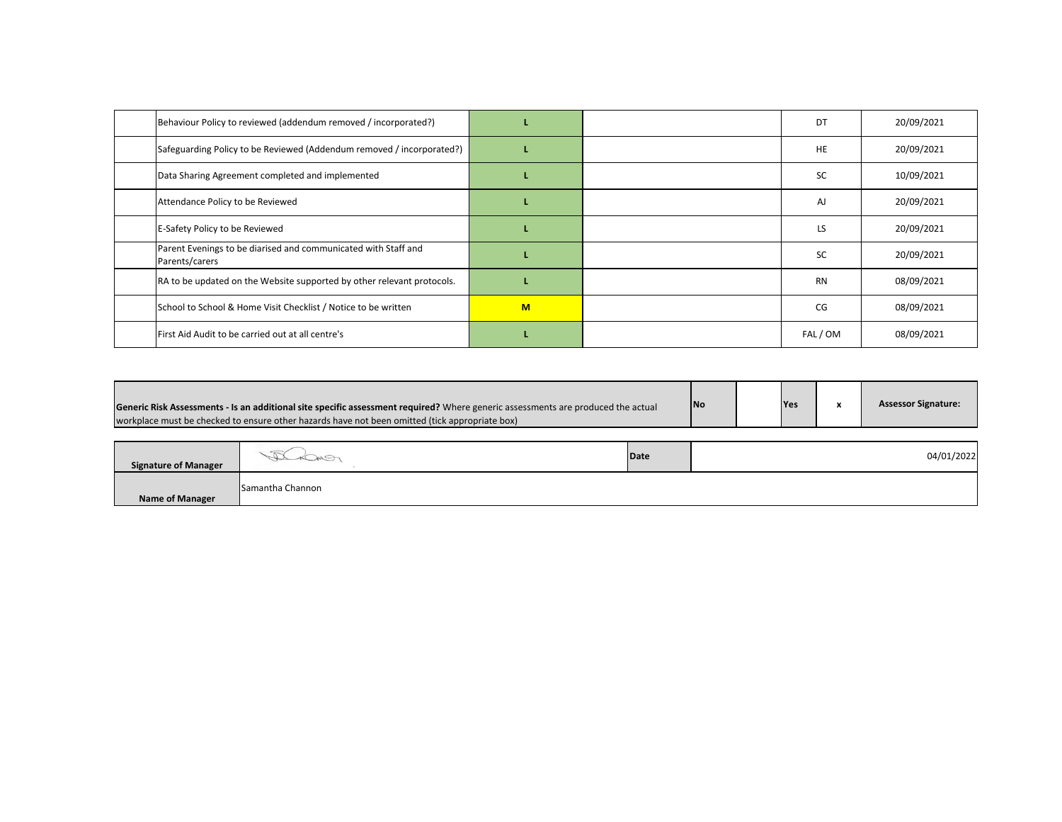| | | | | | |
|---|---|---|---|---|---|
| | Behaviour Policy to reviewed (addendum removed / incorporated?) | L | | DT | 20/09/2021 |
| | Safeguarding Policy to be Reviewed (Addendum removed / incorporated?) | L | | HE | 20/09/2021 |
| | Data Sharing Agreement completed and implemented | L | | SC | 10/09/2021 |
| | Attendance Policy to be Reviewed | L | | AJ | 20/09/2021 |
| | E-Safety Policy to be Reviewed | L | | LS | 20/09/2021 |
| | Parent Evenings to be diarised and communicated with Staff and Parents/carers | L | | SC | 20/09/2021 |
| | RA to be updated on the Website supported by other relevant protocols. | L | | RN | 08/09/2021 |
| | School to School & Home Visit Checklist / Notice to be written | M | | CG | 08/09/2021 |
| | First Aid Audit to be carried out at all centre's | L | | FAL / OM | 08/09/2021 |

| | | | | | |
|---|---|---|---|---|---|
| **Generic Risk Assessments - Is an additional site specific assessment required?** Where generic assessments are produced the actual workplace must be checked to ensure other hazards have not been omitted (tick appropriate box) | **No** | | **Yes** | **x** | **Assessor Signature:** |

| | | | |
|---|---|---|---|
| **Signature of Manager** | | **Date** | 04/01/2022 |
| **Name of Manager** | Samantha Channon | | |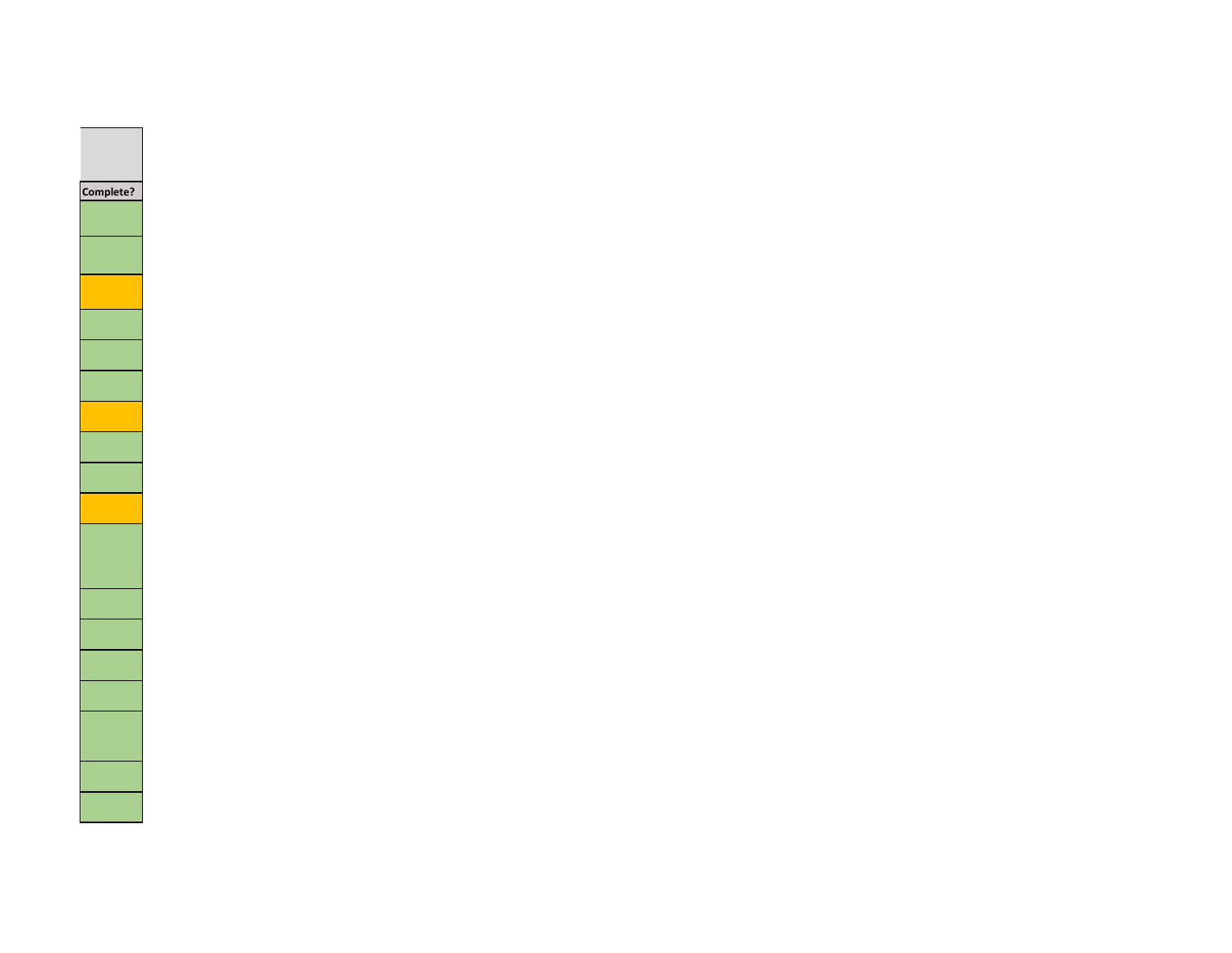| Complete? |
| --- |
| |
| |
| |
| |
| |
| |
| |
| |
| |
| |
| |
| |
| |
| |
| |
| |
| |
| |